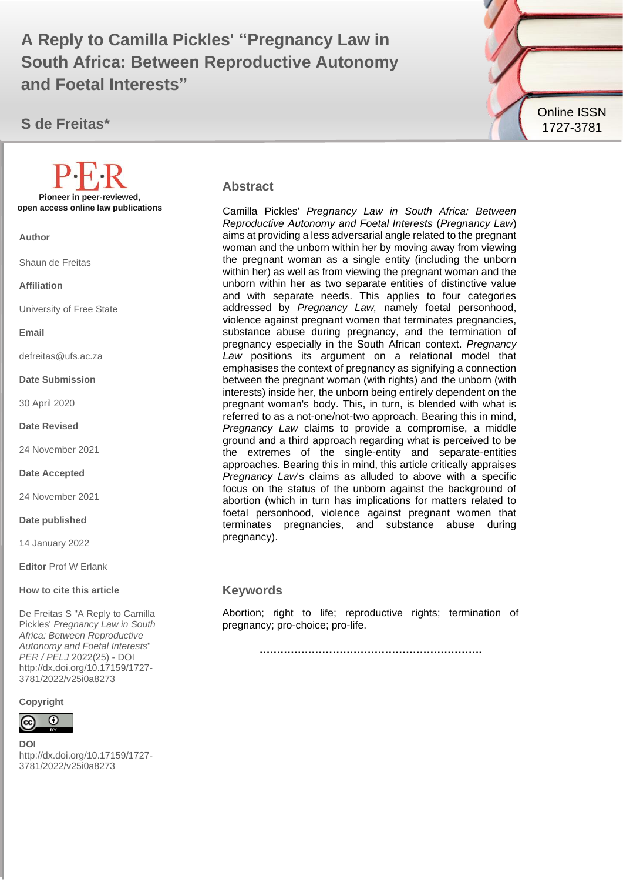# A Reply to Camilla Pickles' "Pregnancy Law in South Africa: Between Reproductive Autonomy and Foetal Interests"

## S de Freitas*

Online ISSN 1727-3781

**P·E·R**

**Pioneer in peer-reviewed, open access online law publications**

**Author**

Shaun de Freitas

**Affiliation**

University of Free State

**Email**

defreitas@ufs.ac.za

**Date Submission**

30 April 2020

**Date Revised**

24 November 2021

**Date Accepted**

24 November 2021

**Date published**

14 January 2022

**Editor** Prof W Erlank

**How to cite this article**

De Freitas S "A Reply to Camilla Pickles' *Pregnancy Law in South Africa: Between Reproductive Autonomy and Foetal Interests*" *PER / PELJ* 2022(25) - DOI http://dx.doi.org/10.17159/1727-3781/2022/v25i0a8273

**Copyright**

**DOI**

http://dx.doi.org/10.17159/1727-3781/2022/v25i0a8273

### Abstract

Camilla Pickles' *Pregnancy Law in South Africa: Between Reproductive Autonomy and Foetal Interests* (*Pregnancy Law*) aims at providing a less adversarial angle related to the pregnant woman and the unborn within her by moving away from viewing the pregnant woman as a single entity (including the unborn within her) as well as from viewing the pregnant woman and the unborn within her as two separate entities of distinctive value and with separate needs. This applies to four categories addressed by *Pregnancy Law,* namely foetal personhood, violence against pregnant women that terminates pregnancies, substance abuse during pregnancy, and the termination of pregnancy especially in the South African context. *Pregnancy Law* positions its argument on a relational model that emphasises the context of pregnancy as signifying a connection between the pregnant woman (with rights) and the unborn (with interests) inside her, the unborn being entirely dependent on the pregnant woman's body. This, in turn, is blended with what is referred to as a not-one/not-two approach. Bearing this in mind, *Pregnancy Law* claims to provide a compromise, a middle ground and a third approach regarding what is perceived to be the extremes of the single-entity and separate-entities approaches. Bearing this in mind, this article critically appraises *Pregnancy Law*'s claims as alluded to above with a specific focus on the status of the unborn against the background of abortion (which in turn has implications for matters related to foetal personhood, violence against pregnant women that terminates pregnancies, and substance abuse during pregnancy).

### Keywords

Abortion; right to life; reproductive rights; termination of pregnancy; pro-choice; pro-life.

……………………………………………………….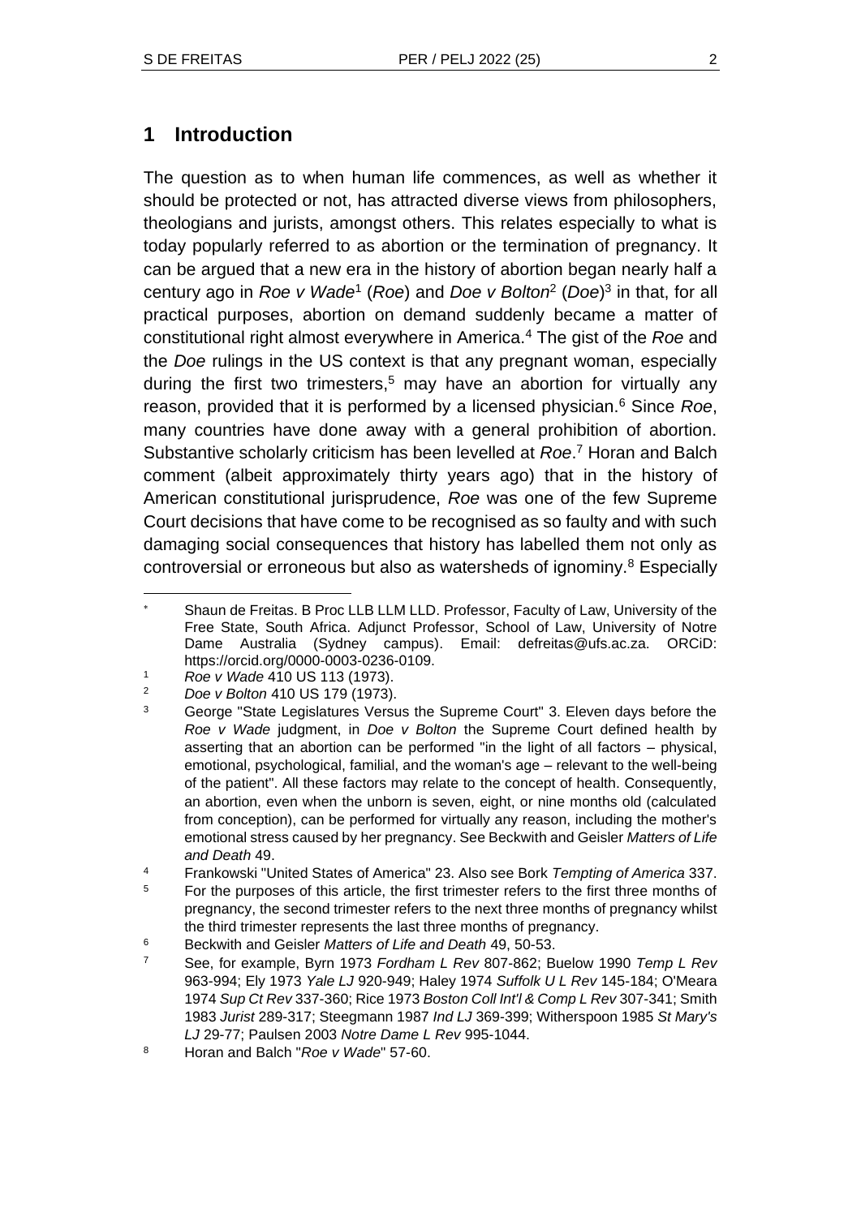## 1 Introduction

The question as to when human life commences, as well as whether it should be protected or not, has attracted diverse views from philosophers, theologians and jurists, amongst others. This relates especially to what is today popularly referred to as abortion or the termination of pregnancy. It can be argued that a new era in the history of abortion began nearly half a century ago in *Roe v Wade*[1] (*Roe*) and *Doe v Bolton*[2] (*Doe*)[3] in that, for all practical purposes, abortion on demand suddenly became a matter of constitutional right almost everywhere in America.[4] The gist of the *Roe* and the *Doe* rulings in the US context is that any pregnant woman, especially during the first two trimesters,[5] may have an abortion for virtually any reason, provided that it is performed by a licensed physician.[6] Since *Roe*, many countries have done away with a general prohibition of abortion. Substantive scholarly criticism has been levelled at *Roe*.[7] Horan and Balch comment (albeit approximately thirty years ago) that in the history of American constitutional jurisprudence, *Roe* was one of the few Supreme Court decisions that have come to be recognised as so faulty and with such damaging social consequences that history has labelled them not only as controversial or erroneous but also as watersheds of ignominy.[8] Especially

---

\* Shaun de Freitas. B Proc LLB LLM LLD. Professor, Faculty of Law, University of the Free State, South Africa. Adjunct Professor, School of Law, University of Notre Dame Australia (Sydney campus). Email: defreitas@ufs.ac.za. ORCiD: https://orcid.org/0000-0003-0236-0109.

1 *Roe v Wade* 410 US 113 (1973).

2 *Doe v Bolton* 410 US 179 (1973).

3 George "State Legislatures Versus the Supreme Court" 3. Eleven days before the *Roe v Wade* judgment, in *Doe v Bolton* the Supreme Court defined health by asserting that an abortion can be performed "in the light of all factors – physical, emotional, psychological, familial, and the woman's age – relevant to the well-being of the patient". All these factors may relate to the concept of health. Consequently, an abortion, even when the unborn is seven, eight, or nine months old (calculated from conception), can be performed for virtually any reason, including the mother's emotional stress caused by her pregnancy. See Beckwith and Geisler *Matters of Life and Death* 49.

4 Frankowski "United States of America" 23. Also see Bork *Tempting of America* 337.

5 For the purposes of this article, the first trimester refers to the first three months of pregnancy, the second trimester refers to the next three months of pregnancy whilst the third trimester represents the last three months of pregnancy.

6 Beckwith and Geisler *Matters of Life and Death* 49, 50-53.

7 See, for example, Byrn 1973 *Fordham L Rev* 807-862; Buelow 1990 *Temp L Rev* 963-994; Ely 1973 *Yale LJ* 920-949; Haley 1974 *Suffolk U L Rev* 145-184; O'Meara 1974 *Sup Ct Rev* 337-360; Rice 1973 *Boston Coll Int'l & Comp L Rev* 307-341; Smith 1983 *Jurist* 289-317; Steegmann 1987 *Ind LJ* 369-399; Witherspoon 1985 *St Mary's LJ* 29-77; Paulsen 2003 *Notre Dame L Rev* 995-1044.

8 Horan and Balch "*Roe v Wade*" 57-60.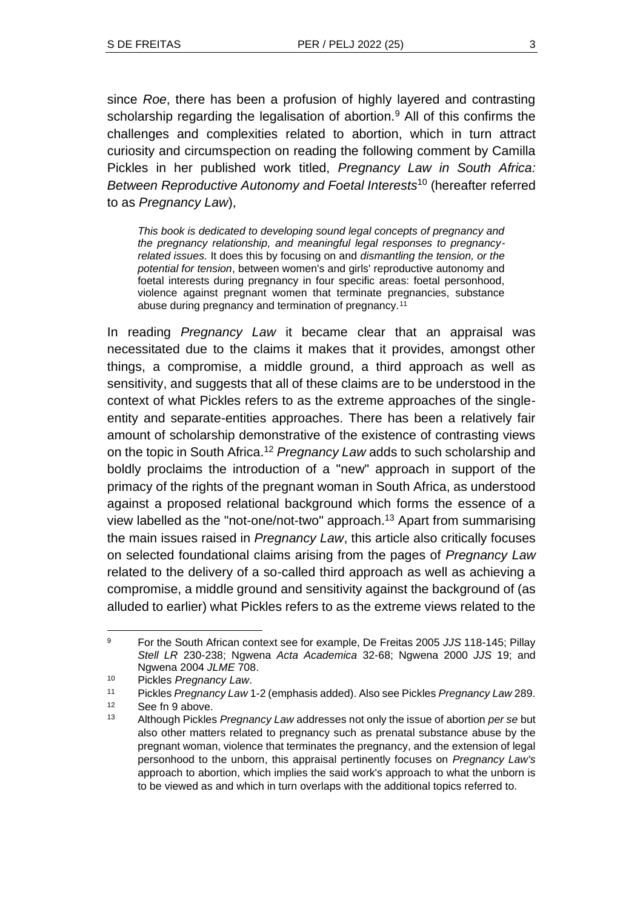since *Roe*, there has been a profusion of highly layered and contrasting scholarship regarding the legalisation of abortion.[9] All of this confirms the challenges and complexities related to abortion, which in turn attract curiosity and circumspection on reading the following comment by Camilla Pickles in her published work titled, *Pregnancy Law in South Africa: Between Reproductive Autonomy and Foetal Interests*[10] (hereafter referred to as *Pregnancy Law*),

> *This book is dedicated to developing sound legal concepts of pregnancy and the pregnancy relationship, and meaningful legal responses to pregnancy-related issues.* It does this by focusing on and *dismantling the tension, or the potential for tension*, between women's and girls' reproductive autonomy and foetal interests during pregnancy in four specific areas: foetal personhood, violence against pregnant women that terminate pregnancies, substance abuse during pregnancy and termination of pregnancy.[11]

In reading *Pregnancy Law* it became clear that an appraisal was necessitated due to the claims it makes that it provides, amongst other things, a compromise, a middle ground, a third approach as well as sensitivity, and suggests that all of these claims are to be understood in the context of what Pickles refers to as the extreme approaches of the single-entity and separate-entities approaches. There has been a relatively fair amount of scholarship demonstrative of the existence of contrasting views on the topic in South Africa.[12] *Pregnancy Law* adds to such scholarship and boldly proclaims the introduction of a "new" approach in support of the primacy of the rights of the pregnant woman in South Africa, as understood against a proposed relational background which forms the essence of a view labelled as the "not-one/not-two" approach.[13] Apart from summarising the main issues raised in *Pregnancy Law*, this article also critically focuses on selected foundational claims arising from the pages of *Pregnancy Law* related to the delivery of a so-called third approach as well as achieving a compromise, a middle ground and sensitivity against the background of (as alluded to earlier) what Pickles refers to as the extreme views related to the

---

[9] For the South African context see for example, De Freitas 2005 *JJS* 118-145; Pillay *Stell LR* 230-238; Ngwena *Acta Academica* 32-68; Ngwena 2000 *JJS* 19; and Ngwena 2004 *JLME* 708.

[10] Pickles *Pregnancy Law*.

[11] Pickles *Pregnancy Law* 1-2 (emphasis added). Also see Pickles *Pregnancy Law* 289.

[12] See fn 9 above.

[13] Although Pickles *Pregnancy Law* addresses not only the issue of abortion *per se* but also other matters related to pregnancy such as prenatal substance abuse by the pregnant woman, violence that terminates the pregnancy, and the extension of legal personhood to the unborn, this appraisal pertinently focuses on *Pregnancy Law's* approach to abortion, which implies the said work's approach to what the unborn is to be viewed as and which in turn overlaps with the additional topics referred to.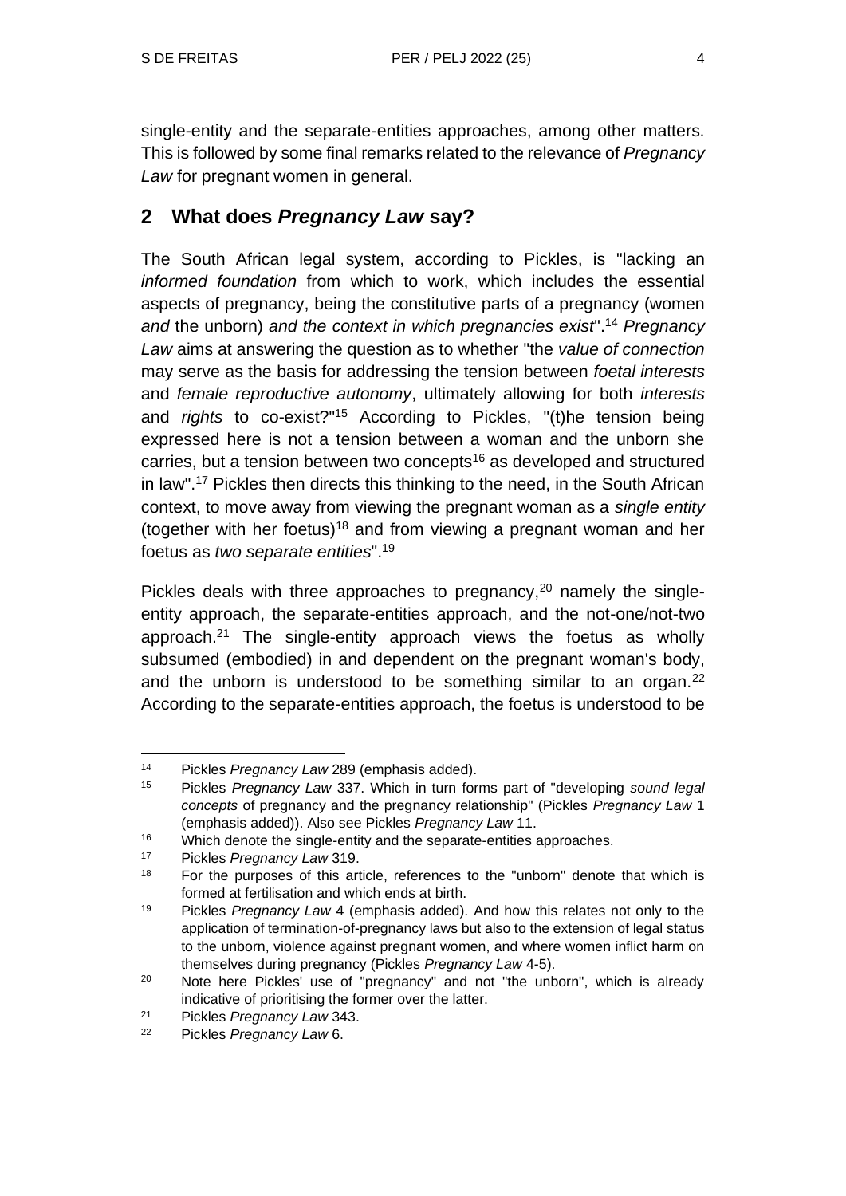single-entity and the separate-entities approaches, among other matters. This is followed by some final remarks related to the relevance of *Pregnancy Law* for pregnant women in general.

## 2 What does *Pregnancy Law* say?

The South African legal system, according to Pickles, is "lacking an *informed foundation* from which to work, which includes the essential aspects of pregnancy, being the constitutive parts of a pregnancy (women *and* the unborn) *and the context in which pregnancies exist*".[14] *Pregnancy Law* aims at answering the question as to whether "the *value of connection* may serve as the basis for addressing the tension between *foetal interests* and *female reproductive autonomy*, ultimately allowing for both *interests* and *rights* to co-exist?"[15] According to Pickles, "(t)he tension being expressed here is not a tension between a woman and the unborn she carries, but a tension between two concepts[16] as developed and structured in law".[17] Pickles then directs this thinking to the need, in the South African context, to move away from viewing the pregnant woman as a *single entity* (together with her foetus)[18] and from viewing a pregnant woman and her foetus as *two separate entities*".[19]

Pickles deals with three approaches to pregnancy,[20] namely the single-entity approach, the separate-entities approach, and the not-one/not-two approach.[21] The single-entity approach views the foetus as wholly subsumed (embodied) in and dependent on the pregnant woman's body, and the unborn is understood to be something similar to an organ.[22] According to the separate-entities approach, the foetus is understood to be

---

[14] Pickles *Pregnancy Law* 289 (emphasis added).

[15] Pickles *Pregnancy Law* 337. Which in turn forms part of "developing *sound legal concepts* of pregnancy and the pregnancy relationship" (Pickles *Pregnancy Law* 1 (emphasis added)). Also see Pickles *Pregnancy Law* 11.

[16] Which denote the single-entity and the separate-entities approaches.

[17] Pickles *Pregnancy Law* 319.

[18] For the purposes of this article, references to the "unborn" denote that which is formed at fertilisation and which ends at birth.

[19] Pickles *Pregnancy Law* 4 (emphasis added). And how this relates not only to the application of termination-of-pregnancy laws but also to the extension of legal status to the unborn, violence against pregnant women, and where women inflict harm on themselves during pregnancy (Pickles *Pregnancy Law* 4-5).

[20] Note here Pickles' use of "pregnancy" and not "the unborn", which is already indicative of prioritising the former over the latter.

[21] Pickles *Pregnancy Law* 343.

[22] Pickles *Pregnancy Law* 6.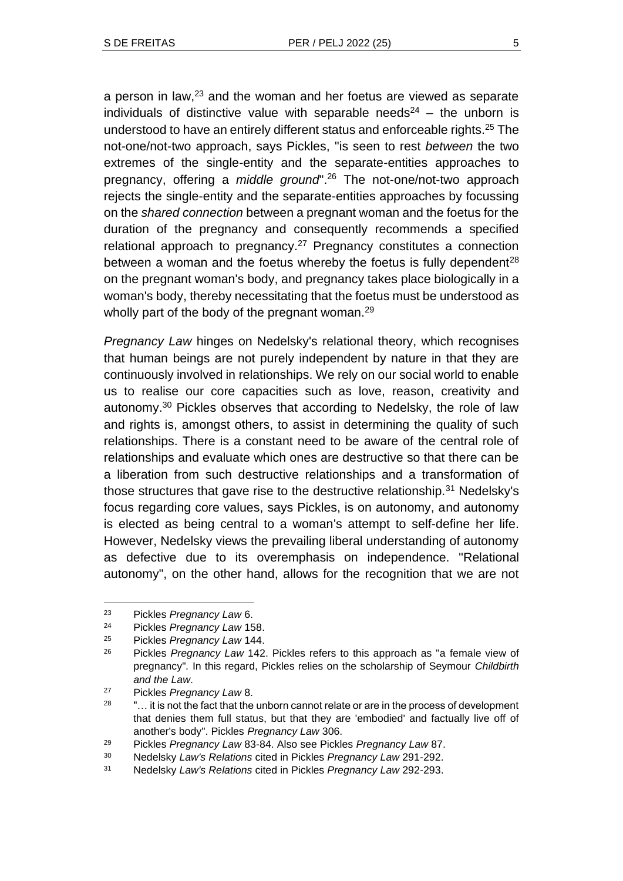a person in law,[23] and the woman and her foetus are viewed as separate individuals of distinctive value with separable needs[24] – the unborn is understood to have an entirely different status and enforceable rights.[25] The not-one/not-two approach, says Pickles, "is seen to rest *between* the two extremes of the single-entity and the separate-entities approaches to pregnancy, offering a *middle ground*".[26] The not-one/not-two approach rejects the single-entity and the separate-entities approaches by focussing on the *shared connection* between a pregnant woman and the foetus for the duration of the pregnancy and consequently recommends a specified relational approach to pregnancy.[27] Pregnancy constitutes a connection between a woman and the foetus whereby the foetus is fully dependent[28] on the pregnant woman's body, and pregnancy takes place biologically in a woman's body, thereby necessitating that the foetus must be understood as wholly part of the body of the pregnant woman.[29]

*Pregnancy Law* hinges on Nedelsky's relational theory, which recognises that human beings are not purely independent by nature in that they are continuously involved in relationships. We rely on our social world to enable us to realise our core capacities such as love, reason, creativity and autonomy.[30] Pickles observes that according to Nedelsky, the role of law and rights is, amongst others, to assist in determining the quality of such relationships. There is a constant need to be aware of the central role of relationships and evaluate which ones are destructive so that there can be a liberation from such destructive relationships and a transformation of those structures that gave rise to the destructive relationship.[31] Nedelsky's focus regarding core values, says Pickles, is on autonomy, and autonomy is elected as being central to a woman's attempt to self-define her life. However, Nedelsky views the prevailing liberal understanding of autonomy as defective due to its overemphasis on independence. "Relational autonomy", on the other hand, allows for the recognition that we are not

---

23 Pickles *Pregnancy Law* 6.

24 Pickles *Pregnancy Law* 158.

25 Pickles *Pregnancy Law* 144.

26 Pickles *Pregnancy Law* 142. Pickles refers to this approach as "a female view of pregnancy". In this regard, Pickles relies on the scholarship of Seymour *Childbirth and the Law*.

27 Pickles *Pregnancy Law* 8.

28 "… it is not the fact that the unborn cannot relate or are in the process of development that denies them full status, but that they are 'embodied' and factually live off of another's body". Pickles *Pregnancy Law* 306.

29 Pickles *Pregnancy Law* 83-84. Also see Pickles *Pregnancy Law* 87.

30 Nedelsky *Law's Relations* cited in Pickles *Pregnancy Law* 291-292.

31 Nedelsky *Law's Relations* cited in Pickles *Pregnancy Law* 292-293.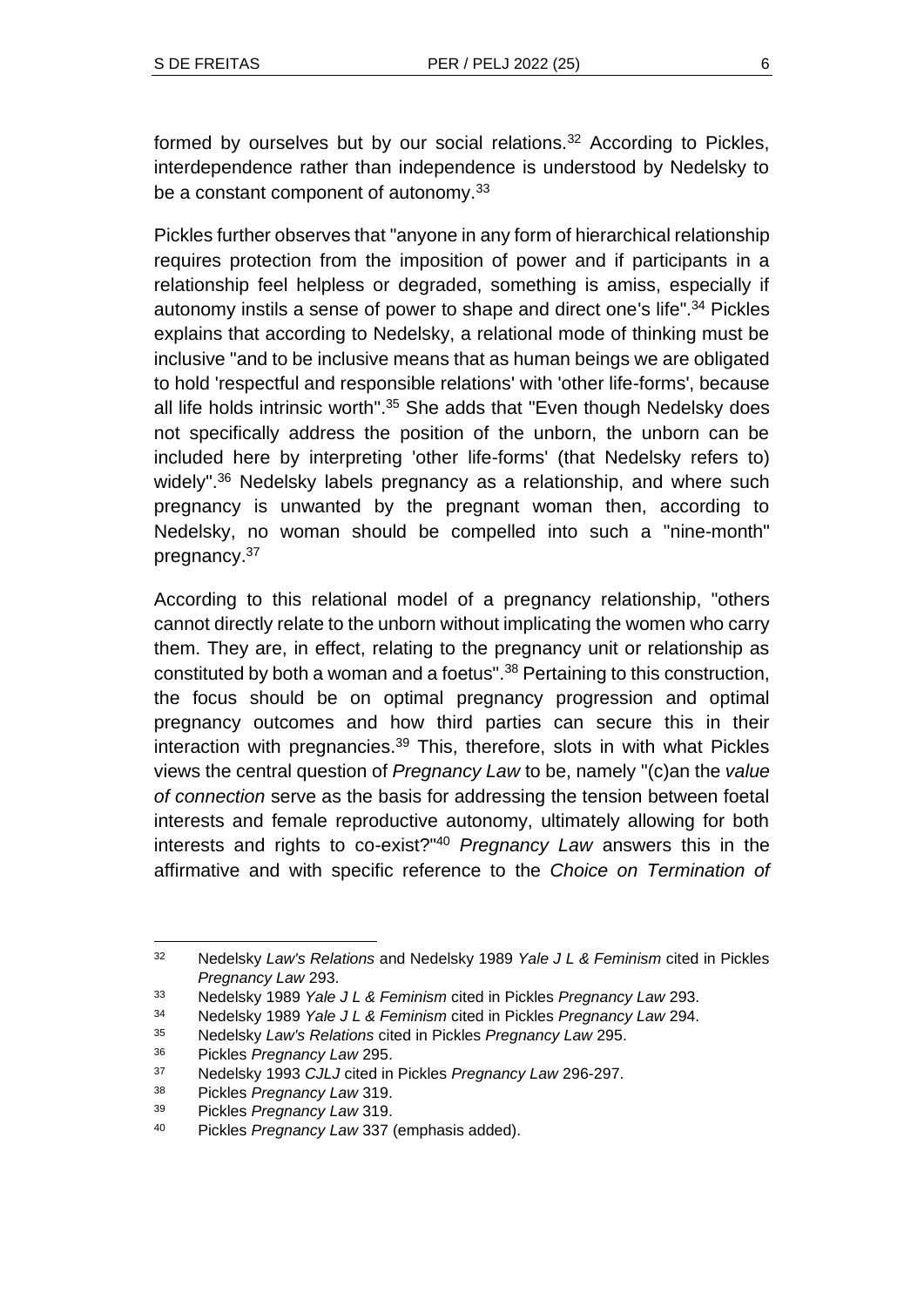formed by ourselves but by our social relations.[32] According to Pickles, interdependence rather than independence is understood by Nedelsky to be a constant component of autonomy.[33]

Pickles further observes that "anyone in any form of hierarchical relationship requires protection from the imposition of power and if participants in a relationship feel helpless or degraded, something is amiss, especially if autonomy instils a sense of power to shape and direct one's life".[34] Pickles explains that according to Nedelsky, a relational mode of thinking must be inclusive "and to be inclusive means that as human beings we are obligated to hold 'respectful and responsible relations' with 'other life-forms', because all life holds intrinsic worth".[35] She adds that "Even though Nedelsky does not specifically address the position of the unborn, the unborn can be included here by interpreting 'other life-forms' (that Nedelsky refers to) widely".[36] Nedelsky labels pregnancy as a relationship, and where such pregnancy is unwanted by the pregnant woman then, according to Nedelsky, no woman should be compelled into such a "nine-month" pregnancy.[37]

According to this relational model of a pregnancy relationship, "others cannot directly relate to the unborn without implicating the women who carry them. They are, in effect, relating to the pregnancy unit or relationship as constituted by both a woman and a foetus".[38] Pertaining to this construction, the focus should be on optimal pregnancy progression and optimal pregnancy outcomes and how third parties can secure this in their interaction with pregnancies.[39] This, therefore, slots in with what Pickles views the central question of *Pregnancy Law* to be, namely "(c)an the *value of connection* serve as the basis for addressing the tension between foetal interests and female reproductive autonomy, ultimately allowing for both interests and rights to co-exist?"[40] *Pregnancy Law* answers this in the affirmative and with specific reference to the *Choice on Termination of*

---

[32] Nedelsky *Law's Relations* and Nedelsky 1989 *Yale J L & Feminism* cited in Pickles *Pregnancy Law* 293.

[33] Nedelsky 1989 *Yale J L & Feminism* cited in Pickles *Pregnancy Law* 293.

[34] Nedelsky 1989 *Yale J L & Feminism* cited in Pickles *Pregnancy Law* 294.

[35] Nedelsky *Law's Relations* cited in Pickles *Pregnancy Law* 295.

[36] Pickles *Pregnancy Law* 295.

[37] Nedelsky 1993 *CJLJ* cited in Pickles *Pregnancy Law* 296-297.

[38] Pickles *Pregnancy Law* 319.

[39] Pickles *Pregnancy Law* 319.

[40] Pickles *Pregnancy Law* 337 (emphasis added).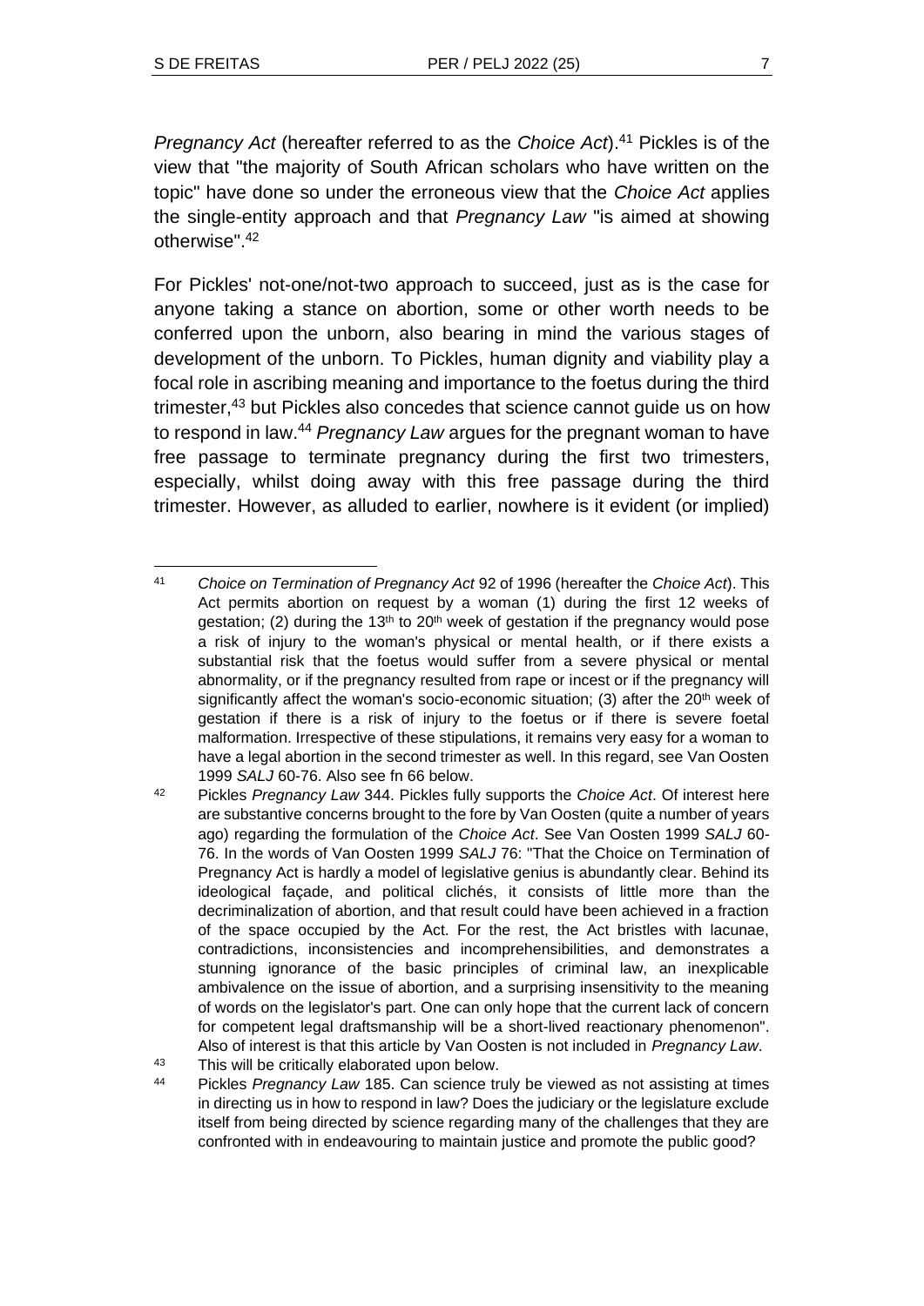*Pregnancy Act* (hereafter referred to as the *Choice Act*).[41] Pickles is of the view that "the majority of South African scholars who have written on the topic" have done so under the erroneous view that the *Choice Act* applies the single-entity approach and that *Pregnancy Law* "is aimed at showing otherwise".[42]

For Pickles' not-one/not-two approach to succeed, just as is the case for anyone taking a stance on abortion, some or other worth needs to be conferred upon the unborn, also bearing in mind the various stages of development of the unborn. To Pickles, human dignity and viability play a focal role in ascribing meaning and importance to the foetus during the third trimester,[43] but Pickles also concedes that science cannot guide us on how to respond in law.[44] *Pregnancy Law* argues for the pregnant woman to have free passage to terminate pregnancy during the first two trimesters, especially, whilst doing away with this free passage during the third trimester. However, as alluded to earlier, nowhere is it evident (or implied)

---

[41] *Choice on Termination of Pregnancy Act* 92 of 1996 (hereafter the *Choice Act*). This Act permits abortion on request by a woman (1) during the first 12 weeks of gestation; (2) during the 13th to 20th week of gestation if the pregnancy would pose a risk of injury to the woman's physical or mental health, or if there exists a substantial risk that the foetus would suffer from a severe physical or mental abnormality, or if the pregnancy resulted from rape or incest or if the pregnancy will significantly affect the woman's socio-economic situation; (3) after the 20th week of gestation if there is a risk of injury to the foetus or if there is severe foetal malformation. Irrespective of these stipulations, it remains very easy for a woman to have a legal abortion in the second trimester as well. In this regard, see Van Oosten 1999 *SALJ* 60-76. Also see fn 66 below.

[42] Pickles *Pregnancy Law* 344. Pickles fully supports the *Choice Act*. Of interest here are substantive concerns brought to the fore by Van Oosten (quite a number of years ago) regarding the formulation of the *Choice Act*. See Van Oosten 1999 *SALJ* 60-76. In the words of Van Oosten 1999 *SALJ* 76: "That the Choice on Termination of Pregnancy Act is hardly a model of legislative genius is abundantly clear. Behind its ideological façade, and political clichés, it consists of little more than the decriminalization of abortion, and that result could have been achieved in a fraction of the space occupied by the Act. For the rest, the Act bristles with lacunae, contradictions, inconsistencies and incomprehensibilities, and demonstrates a stunning ignorance of the basic principles of criminal law, an inexplicable ambivalence on the issue of abortion, and a surprising insensitivity to the meaning of words on the legislator's part. One can only hope that the current lack of concern for competent legal draftsmanship will be a short-lived reactionary phenomenon". Also of interest is that this article by Van Oosten is not included in *Pregnancy Law*.

[43] This will be critically elaborated upon below.

[44] Pickles *Pregnancy Law* 185. Can science truly be viewed as not assisting at times in directing us in how to respond in law? Does the judiciary or the legislature exclude itself from being directed by science regarding many of the challenges that they are confronted with in endeavouring to maintain justice and promote the public good?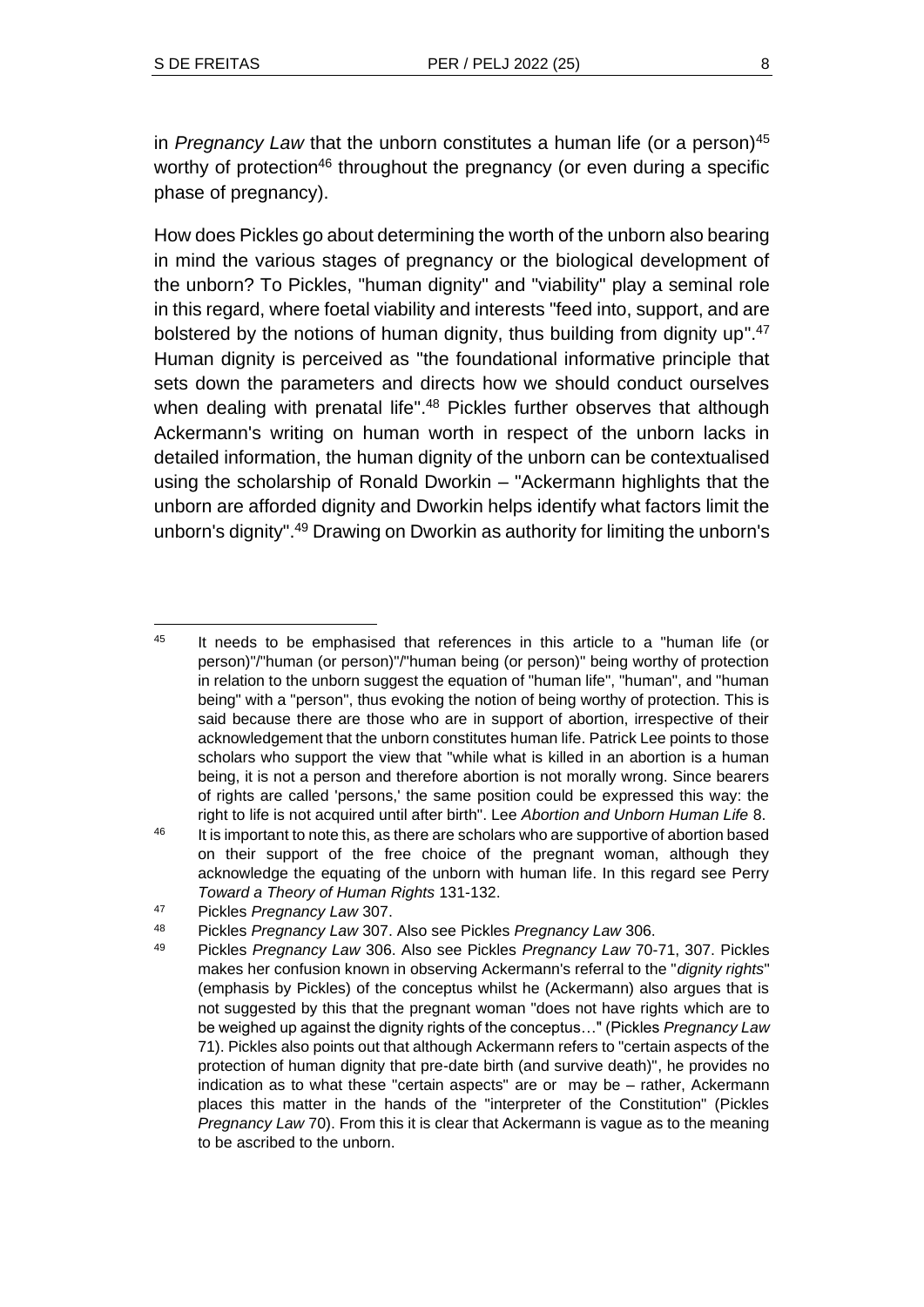in *Pregnancy Law* that the unborn constitutes a human life (or a person)[45] worthy of protection[46] throughout the pregnancy (or even during a specific phase of pregnancy).

How does Pickles go about determining the worth of the unborn also bearing in mind the various stages of pregnancy or the biological development of the unborn? To Pickles, "human dignity" and "viability" play a seminal role in this regard, where foetal viability and interests "feed into, support, and are bolstered by the notions of human dignity, thus building from dignity up".[47] Human dignity is perceived as "the foundational informative principle that sets down the parameters and directs how we should conduct ourselves when dealing with prenatal life".[48] Pickles further observes that although Ackermann's writing on human worth in respect of the unborn lacks in detailed information, the human dignity of the unborn can be contextualised using the scholarship of Ronald Dworkin – "Ackermann highlights that the unborn are afforded dignity and Dworkin helps identify what factors limit the unborn's dignity".[49] Drawing on Dworkin as authority for limiting the unborn's

---

[45] It needs to be emphasised that references in this article to a "human life (or person)"/"human (or person)"/"human being (or person)" being worthy of protection in relation to the unborn suggest the equation of "human life", "human", and "human being" with a "person", thus evoking the notion of being worthy of protection. This is said because there are those who are in support of abortion, irrespective of their acknowledgement that the unborn constitutes human life. Patrick Lee points to those scholars who support the view that "while what is killed in an abortion is a human being, it is not a person and therefore abortion is not morally wrong. Since bearers of rights are called 'persons,' the same position could be expressed this way: the right to life is not acquired until after birth". Lee *Abortion and Unborn Human Life* 8.

[46] It is important to note this, as there are scholars who are supportive of abortion based on their support of the free choice of the pregnant woman, although they acknowledge the equating of the unborn with human life. In this regard see Perry *Toward a Theory of Human Rights* 131-132.

[47] Pickles *Pregnancy Law* 307.

[48] Pickles *Pregnancy Law* 307. Also see Pickles *Pregnancy Law* 306.

[49] Pickles *Pregnancy Law* 306. Also see Pickles *Pregnancy Law* 70-71, 307. Pickles makes her confusion known in observing Ackermann's referral to the "*dignity rights*" (emphasis by Pickles) of the conceptus whilst he (Ackermann) also argues that is not suggested by this that the pregnant woman "does not have rights which are to be weighed up against the dignity rights of the conceptus…" (Pickles *Pregnancy Law* 71). Pickles also points out that although Ackermann refers to "certain aspects of the protection of human dignity that pre-date birth (and survive death)", he provides no indication as to what these "certain aspects" are or may be – rather, Ackermann places this matter in the hands of the "interpreter of the Constitution" (Pickles *Pregnancy Law* 70). From this it is clear that Ackermann is vague as to the meaning to be ascribed to the unborn.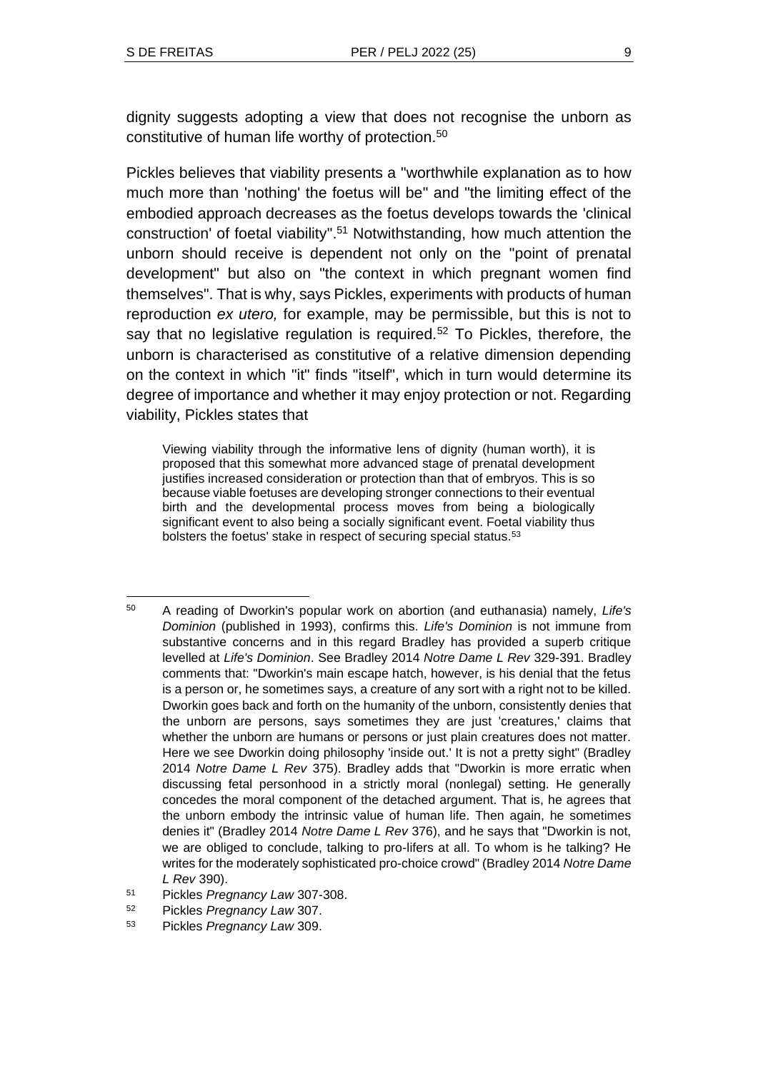dignity suggests adopting a view that does not recognise the unborn as constitutive of human life worthy of protection.[50]

Pickles believes that viability presents a "worthwhile explanation as to how much more than 'nothing' the foetus will be" and "the limiting effect of the embodied approach decreases as the foetus develops towards the 'clinical construction' of foetal viability".[51] Notwithstanding, how much attention the unborn should receive is dependent not only on the "point of prenatal development" but also on "the context in which pregnant women find themselves". That is why, says Pickles, experiments with products of human reproduction *ex utero,* for example, may be permissible, but this is not to say that no legislative regulation is required.[52] To Pickles, therefore, the unborn is characterised as constitutive of a relative dimension depending on the context in which "it" finds "itself", which in turn would determine its degree of importance and whether it may enjoy protection or not. Regarding viability, Pickles states that

> Viewing viability through the informative lens of dignity (human worth), it is proposed that this somewhat more advanced stage of prenatal development justifies increased consideration or protection than that of embryos. This is so because viable foetuses are developing stronger connections to their eventual birth and the developmental process moves from being a biologically significant event to also being a socially significant event. Foetal viability thus bolsters the foetus' stake in respect of securing special status.[53]

---

[50] A reading of Dworkin's popular work on abortion (and euthanasia) namely, *Life's Dominion* (published in 1993), confirms this. *Life's Dominion* is not immune from substantive concerns and in this regard Bradley has provided a superb critique levelled at *Life's Dominion*. See Bradley 2014 *Notre Dame L Rev* 329-391. Bradley comments that: "Dworkin's main escape hatch, however, is his denial that the fetus is a person or, he sometimes says, a creature of any sort with a right not to be killed. Dworkin goes back and forth on the humanity of the unborn, consistently denies that the unborn are persons, says sometimes they are just 'creatures,' claims that whether the unborn are humans or persons or just plain creatures does not matter. Here we see Dworkin doing philosophy 'inside out.' It is not a pretty sight" (Bradley 2014 *Notre Dame L Rev* 375). Bradley adds that "Dworkin is more erratic when discussing fetal personhood in a strictly moral (nonlegal) setting. He generally concedes the moral component of the detached argument. That is, he agrees that the unborn embody the intrinsic value of human life. Then again, he sometimes denies it" (Bradley 2014 *Notre Dame L Rev* 376), and he says that "Dworkin is not, we are obliged to conclude, talking to pro-lifers at all. To whom is he talking? He writes for the moderately sophisticated pro-choice crowd" (Bradley 2014 *Notre Dame L Rev* 390).

[51] Pickles *Pregnancy Law* 307-308.

[52] Pickles *Pregnancy Law* 307.

[53] Pickles *Pregnancy Law* 309.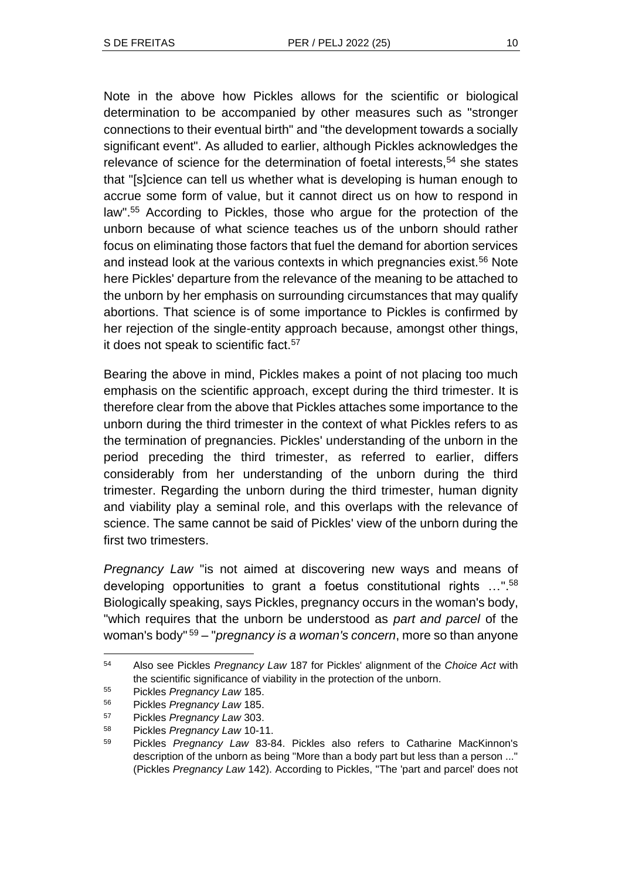Note in the above how Pickles allows for the scientific or biological determination to be accompanied by other measures such as "stronger connections to their eventual birth" and "the development towards a socially significant event". As alluded to earlier, although Pickles acknowledges the relevance of science for the determination of foetal interests,[54] she states that "[s]cience can tell us whether what is developing is human enough to accrue some form of value, but it cannot direct us on how to respond in law".[55] According to Pickles, those who argue for the protection of the unborn because of what science teaches us of the unborn should rather focus on eliminating those factors that fuel the demand for abortion services and instead look at the various contexts in which pregnancies exist.[56] Note here Pickles' departure from the relevance of the meaning to be attached to the unborn by her emphasis on surrounding circumstances that may qualify abortions. That science is of some importance to Pickles is confirmed by her rejection of the single-entity approach because, amongst other things, it does not speak to scientific fact.[57]

Bearing the above in mind, Pickles makes a point of not placing too much emphasis on the scientific approach, except during the third trimester. It is therefore clear from the above that Pickles attaches some importance to the unborn during the third trimester in the context of what Pickles refers to as the termination of pregnancies. Pickles' understanding of the unborn in the period preceding the third trimester, as referred to earlier, differs considerably from her understanding of the unborn during the third trimester. Regarding the unborn during the third trimester, human dignity and viability play a seminal role, and this overlaps with the relevance of science. The same cannot be said of Pickles' view of the unborn during the first two trimesters.

*Pregnancy Law* "is not aimed at discovering new ways and means of developing opportunities to grant a foetus constitutional rights …".[58] Biologically speaking, says Pickles, pregnancy occurs in the woman's body, "which requires that the unborn be understood as *part and parcel* of the woman's body"[59] – "*pregnancy is a woman's concern*, more so than anyone

---

[54] Also see Pickles *Pregnancy Law* 187 for Pickles' alignment of the *Choice Act* with the scientific significance of viability in the protection of the unborn.

[55] Pickles *Pregnancy Law* 185.

[56] Pickles *Pregnancy Law* 185.

[57] Pickles *Pregnancy Law* 303.

[58] Pickles *Pregnancy Law* 10-11.

[59] Pickles *Pregnancy Law* 83-84. Pickles also refers to Catharine MacKinnon's description of the unborn as being "More than a body part but less than a person ..." (Pickles *Pregnancy Law* 142). According to Pickles, "The 'part and parcel' does not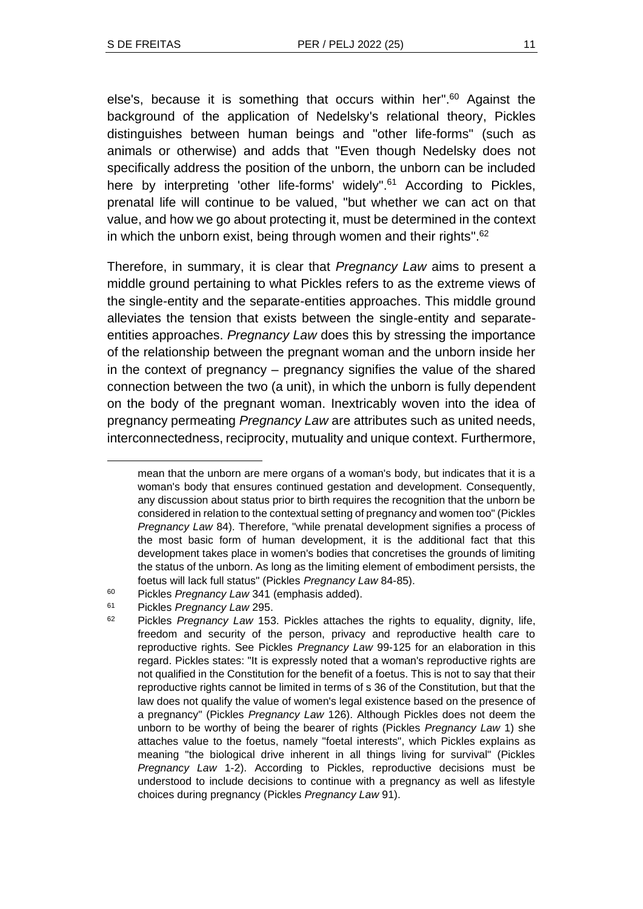else's, because it is something that occurs within her".[60] Against the background of the application of Nedelsky's relational theory, Pickles distinguishes between human beings and "other life-forms" (such as animals or otherwise) and adds that "Even though Nedelsky does not specifically address the position of the unborn, the unborn can be included here by interpreting 'other life-forms' widely".[61] According to Pickles, prenatal life will continue to be valued, "but whether we can act on that value, and how we go about protecting it, must be determined in the context in which the unborn exist, being through women and their rights".[62]

Therefore, in summary, it is clear that *Pregnancy Law* aims to present a middle ground pertaining to what Pickles refers to as the extreme views of the single-entity and the separate-entities approaches. This middle ground alleviates the tension that exists between the single-entity and separate-entities approaches. *Pregnancy Law* does this by stressing the importance of the relationship between the pregnant woman and the unborn inside her in the context of pregnancy – pregnancy signifies the value of the shared connection between the two (a unit), in which the unborn is fully dependent on the body of the pregnant woman. Inextricably woven into the idea of pregnancy permeating *Pregnancy Law* are attributes such as united needs, interconnectedness, reciprocity, mutuality and unique context. Furthermore,

---

mean that the unborn are mere organs of a woman's body, but indicates that it is a woman's body that ensures continued gestation and development. Consequently, any discussion about status prior to birth requires the recognition that the unborn be considered in relation to the contextual setting of pregnancy and women too" (Pickles *Pregnancy Law* 84). Therefore, "while prenatal development signifies a process of the most basic form of human development, it is the additional fact that this development takes place in women's bodies that concretises the grounds of limiting the status of the unborn. As long as the limiting element of embodiment persists, the foetus will lack full status" (Pickles *Pregnancy Law* 84-85).

[60] Pickles *Pregnancy Law* 341 (emphasis added).

[61] Pickles *Pregnancy Law* 295.

[62] Pickles *Pregnancy Law* 153. Pickles attaches the rights to equality, dignity, life, freedom and security of the person, privacy and reproductive health care to reproductive rights. See Pickles *Pregnancy Law* 99-125 for an elaboration in this regard. Pickles states: "It is expressly noted that a woman's reproductive rights are not qualified in the Constitution for the benefit of a foetus. This is not to say that their reproductive rights cannot be limited in terms of s 36 of the Constitution, but that the law does not qualify the value of women's legal existence based on the presence of a pregnancy" (Pickles *Pregnancy Law* 126). Although Pickles does not deem the unborn to be worthy of being the bearer of rights (Pickles *Pregnancy Law* 1) she attaches value to the foetus, namely "foetal interests", which Pickles explains as meaning "the biological drive inherent in all things living for survival" (Pickles *Pregnancy Law* 1-2). According to Pickles, reproductive decisions must be understood to include decisions to continue with a pregnancy as well as lifestyle choices during pregnancy (Pickles *Pregnancy Law* 91).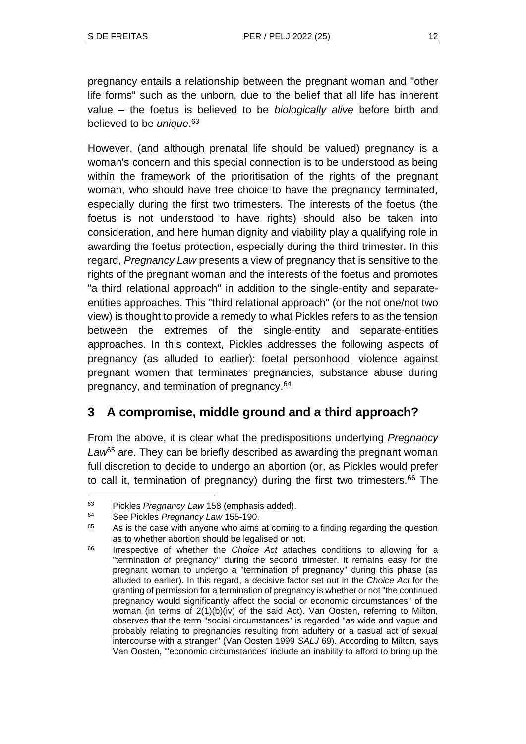pregnancy entails a relationship between the pregnant woman and "other life forms" such as the unborn, due to the belief that all life has inherent value – the foetus is believed to be *biologically alive* before birth and believed to be *unique*.[63]

However, (and although prenatal life should be valued) pregnancy is a woman's concern and this special connection is to be understood as being within the framework of the prioritisation of the rights of the pregnant woman, who should have free choice to have the pregnancy terminated, especially during the first two trimesters. The interests of the foetus (the foetus is not understood to have rights) should also be taken into consideration, and here human dignity and viability play a qualifying role in awarding the foetus protection, especially during the third trimester. In this regard, *Pregnancy Law* presents a view of pregnancy that is sensitive to the rights of the pregnant woman and the interests of the foetus and promotes "a third relational approach" in addition to the single-entity and separate-entities approaches. This "third relational approach" (or the not one/not two view) is thought to provide a remedy to what Pickles refers to as the tension between the extremes of the single-entity and separate-entities approaches. In this context, Pickles addresses the following aspects of pregnancy (as alluded to earlier): foetal personhood, violence against pregnant women that terminates pregnancies, substance abuse during pregnancy, and termination of pregnancy.[64]

## 3 A compromise, middle ground and a third approach?

From the above, it is clear what the predispositions underlying *Pregnancy Law*[65] are. They can be briefly described as awarding the pregnant woman full discretion to decide to undergo an abortion (or, as Pickles would prefer to call it, termination of pregnancy) during the first two trimesters.[66] The

---

[63] Pickles *Pregnancy Law* 158 (emphasis added).

[64] See Pickles *Pregnancy Law* 155-190.

[65] As is the case with anyone who aims at coming to a finding regarding the question as to whether abortion should be legalised or not.

[66] Irrespective of whether the *Choice Act* attaches conditions to allowing for a "termination of pregnancy" during the second trimester, it remains easy for the pregnant woman to undergo a "termination of pregnancy" during this phase (as alluded to earlier). In this regard, a decisive factor set out in the *Choice Act* for the granting of permission for a termination of pregnancy is whether or not "the continued pregnancy would significantly affect the social or economic circumstances" of the woman (in terms of 2(1)(b)(iv) of the said Act). Van Oosten, referring to Milton, observes that the term "social circumstances" is regarded "as wide and vague and probably relating to pregnancies resulting from adultery or a casual act of sexual intercourse with a stranger" (Van Oosten 1999 *SALJ* 69). According to Milton, says Van Oosten, "'economic circumstances' include an inability to afford to bring up the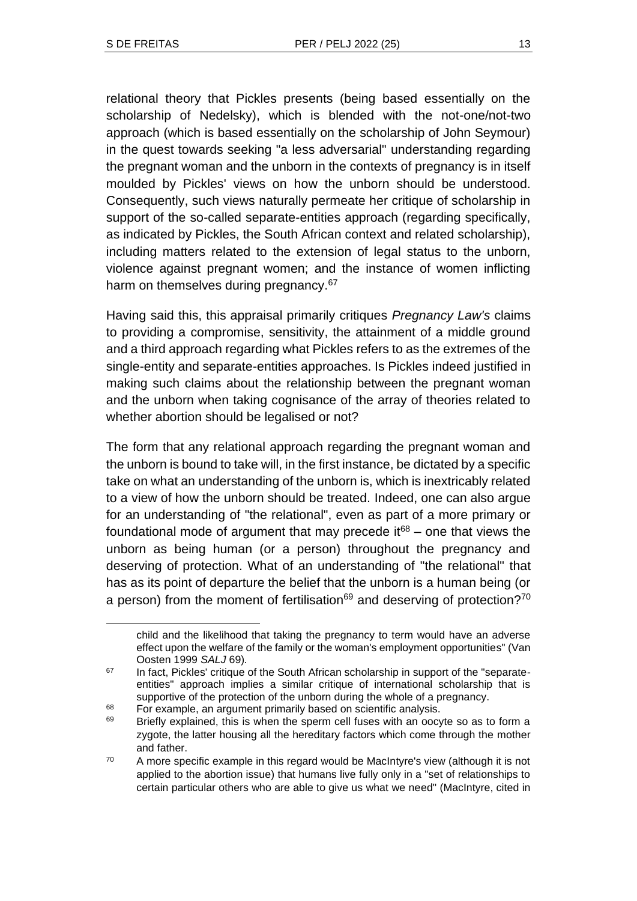relational theory that Pickles presents (being based essentially on the scholarship of Nedelsky), which is blended with the not-one/not-two approach (which is based essentially on the scholarship of John Seymour) in the quest towards seeking "a less adversarial" understanding regarding the pregnant woman and the unborn in the contexts of pregnancy is in itself moulded by Pickles' views on how the unborn should be understood. Consequently, such views naturally permeate her critique of scholarship in support of the so-called separate-entities approach (regarding specifically, as indicated by Pickles, the South African context and related scholarship), including matters related to the extension of legal status to the unborn, violence against pregnant women; and the instance of women inflicting harm on themselves during pregnancy.[67]

Having said this, this appraisal primarily critiques *Pregnancy Law's* claims to providing a compromise, sensitivity, the attainment of a middle ground and a third approach regarding what Pickles refers to as the extremes of the single-entity and separate-entities approaches. Is Pickles indeed justified in making such claims about the relationship between the pregnant woman and the unborn when taking cognisance of the array of theories related to whether abortion should be legalised or not?

The form that any relational approach regarding the pregnant woman and the unborn is bound to take will, in the first instance, be dictated by a specific take on what an understanding of the unborn is, which is inextricably related to a view of how the unborn should be treated. Indeed, one can also argue for an understanding of "the relational", even as part of a more primary or foundational mode of argument that may precede it[68] – one that views the unborn as being human (or a person) throughout the pregnancy and deserving of protection. What of an understanding of "the relational" that has as its point of departure the belief that the unborn is a human being (or a person) from the moment of fertilisation[69] and deserving of protection?[70]

---

child and the likelihood that taking the pregnancy to term would have an adverse effect upon the welfare of the family or the woman's employment opportunities" (Van Oosten 1999 *SALJ* 69).

[67] In fact, Pickles' critique of the South African scholarship in support of the "separate-entities" approach implies a similar critique of international scholarship that is supportive of the protection of the unborn during the whole of a pregnancy.

[68] For example, an argument primarily based on scientific analysis.

[69] Briefly explained, this is when the sperm cell fuses with an oocyte so as to form a zygote, the latter housing all the hereditary factors which come through the mother and father.

[70] A more specific example in this regard would be MacIntyre's view (although it is not applied to the abortion issue) that humans live fully only in a "set of relationships to certain particular others who are able to give us what we need" (MacIntyre, cited in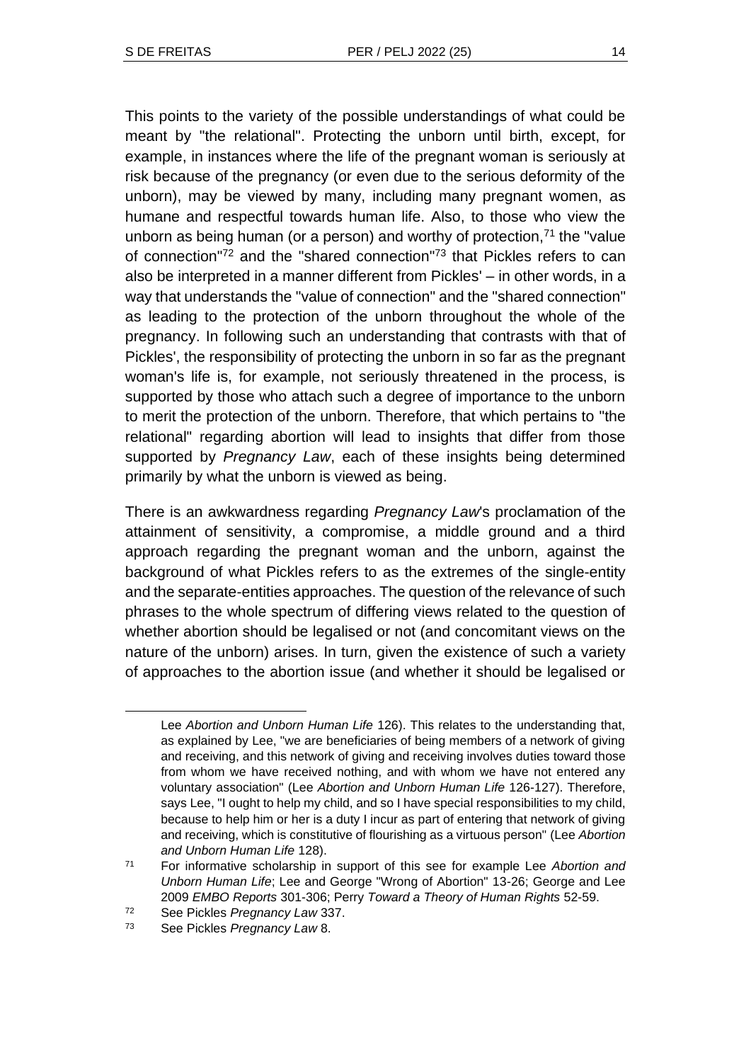This points to the variety of the possible understandings of what could be meant by "the relational". Protecting the unborn until birth, except, for example, in instances where the life of the pregnant woman is seriously at risk because of the pregnancy (or even due to the serious deformity of the unborn), may be viewed by many, including many pregnant women, as humane and respectful towards human life. Also, to those who view the unborn as being human (or a person) and worthy of protection,[71] the "value of connection"[72] and the "shared connection"[73] that Pickles refers to can also be interpreted in a manner different from Pickles' – in other words, in a way that understands the "value of connection" and the "shared connection" as leading to the protection of the unborn throughout the whole of the pregnancy. In following such an understanding that contrasts with that of Pickles', the responsibility of protecting the unborn in so far as the pregnant woman's life is, for example, not seriously threatened in the process, is supported by those who attach such a degree of importance to the unborn to merit the protection of the unborn. Therefore, that which pertains to "the relational" regarding abortion will lead to insights that differ from those supported by *Pregnancy Law*, each of these insights being determined primarily by what the unborn is viewed as being.

There is an awkwardness regarding *Pregnancy Law*'s proclamation of the attainment of sensitivity, a compromise, a middle ground and a third approach regarding the pregnant woman and the unborn, against the background of what Pickles refers to as the extremes of the single-entity and the separate-entities approaches. The question of the relevance of such phrases to the whole spectrum of differing views related to the question of whether abortion should be legalised or not (and concomitant views on the nature of the unborn) arises. In turn, given the existence of such a variety of approaches to the abortion issue (and whether it should be legalised or

---

Lee *Abortion and Unborn Human Life* 126). This relates to the understanding that, as explained by Lee, "we are beneficiaries of being members of a network of giving and receiving, and this network of giving and receiving involves duties toward those from whom we have received nothing, and with whom we have not entered any voluntary association" (Lee *Abortion and Unborn Human Life* 126-127). Therefore, says Lee, "I ought to help my child, and so I have special responsibilities to my child, because to help him or her is a duty I incur as part of entering that network of giving and receiving, which is constitutive of flourishing as a virtuous person" (Lee *Abortion and Unborn Human Life* 128).

[71] For informative scholarship in support of this see for example Lee *Abortion and Unborn Human Life*; Lee and George "Wrong of Abortion" 13-26; George and Lee 2009 *EMBO Reports* 301-306; Perry *Toward a Theory of Human Rights* 52-59.

[72] See Pickles *Pregnancy Law* 337.

[73] See Pickles *Pregnancy Law* 8.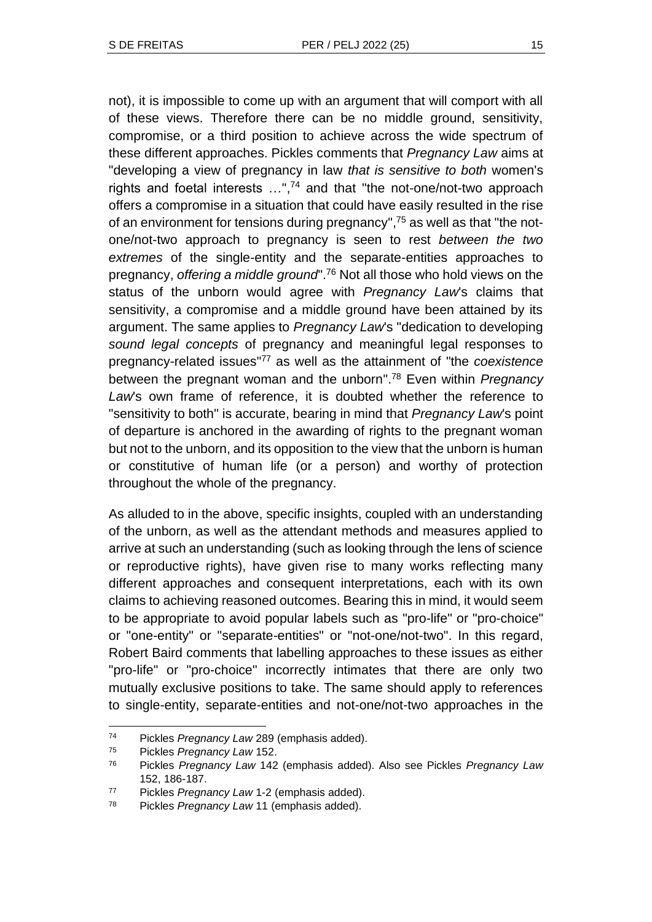not), it is impossible to come up with an argument that will comport with all of these views. Therefore there can be no middle ground, sensitivity, compromise, or a third position to achieve across the wide spectrum of these different approaches. Pickles comments that *Pregnancy Law* aims at "developing a view of pregnancy in law *that is sensitive to both* women's rights and foetal interests …",[74] and that "the not-one/not-two approach offers a compromise in a situation that could have easily resulted in the rise of an environment for tensions during pregnancy",[75] as well as that "the not-one/not-two approach to pregnancy is seen to rest *between the two extremes* of the single-entity and the separate-entities approaches to pregnancy, *offering a middle ground*".[76] Not all those who hold views on the status of the unborn would agree with *Pregnancy Law*'s claims that sensitivity, a compromise and a middle ground have been attained by its argument. The same applies to *Pregnancy Law*'s "dedication to developing *sound legal concepts* of pregnancy and meaningful legal responses to pregnancy-related issues"[77] as well as the attainment of "the *coexistence* between the pregnant woman and the unborn".[78] Even within *Pregnancy Law*'s own frame of reference, it is doubted whether the reference to "sensitivity to both" is accurate, bearing in mind that *Pregnancy Law*'s point of departure is anchored in the awarding of rights to the pregnant woman but not to the unborn, and its opposition to the view that the unborn is human or constitutive of human life (or a person) and worthy of protection throughout the whole of the pregnancy.

As alluded to in the above, specific insights, coupled with an understanding of the unborn, as well as the attendant methods and measures applied to arrive at such an understanding (such as looking through the lens of science or reproductive rights), have given rise to many works reflecting many different approaches and consequent interpretations, each with its own claims to achieving reasoned outcomes. Bearing this in mind, it would seem to be appropriate to avoid popular labels such as "pro-life" or "pro-choice" or "one-entity" or "separate-entities" or "not-one/not-two". In this regard, Robert Baird comments that labelling approaches to these issues as either "pro-life" or "pro-choice" incorrectly intimates that there are only two mutually exclusive positions to take. The same should apply to references to single-entity, separate-entities and not-one/not-two approaches in the

---

74 Pickles *Pregnancy Law* 289 (emphasis added).

75 Pickles *Pregnancy Law* 152.

76 Pickles *Pregnancy Law* 142 (emphasis added). Also see Pickles *Pregnancy Law* 152, 186-187.

77 Pickles *Pregnancy Law* 1-2 (emphasis added).

78 Pickles *Pregnancy Law* 11 (emphasis added).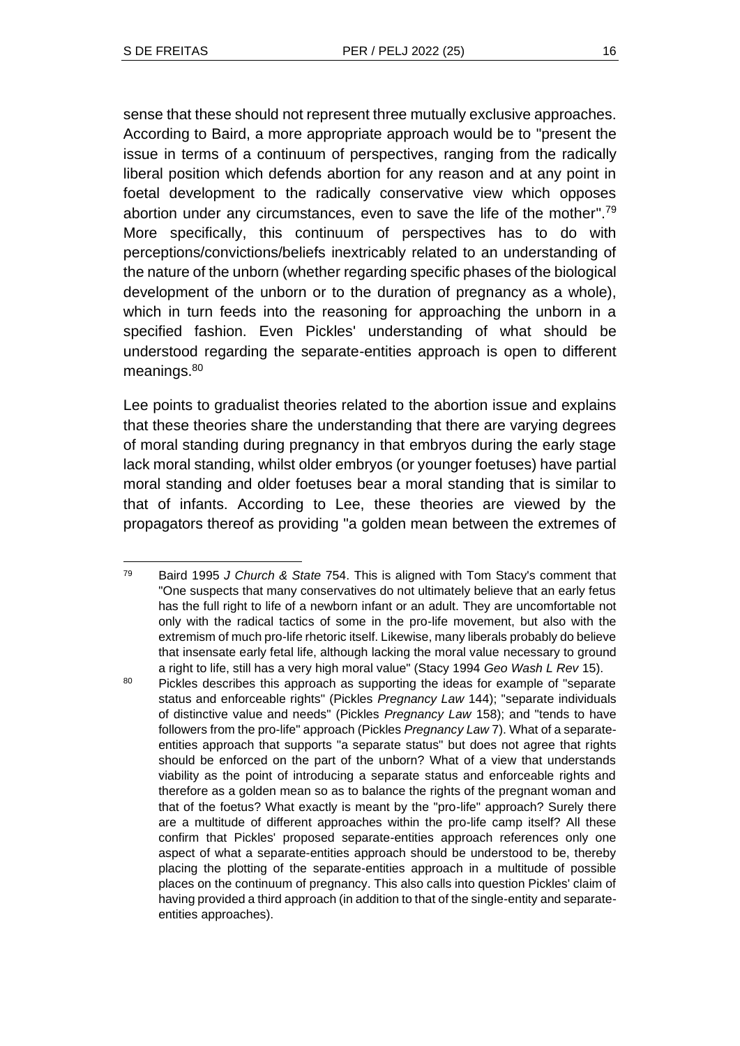sense that these should not represent three mutually exclusive approaches. According to Baird, a more appropriate approach would be to "present the issue in terms of a continuum of perspectives, ranging from the radically liberal position which defends abortion for any reason and at any point in foetal development to the radically conservative view which opposes abortion under any circumstances, even to save the life of the mother".[79] More specifically, this continuum of perspectives has to do with perceptions/convictions/beliefs inextricably related to an understanding of the nature of the unborn (whether regarding specific phases of the biological development of the unborn or to the duration of pregnancy as a whole), which in turn feeds into the reasoning for approaching the unborn in a specified fashion. Even Pickles' understanding of what should be understood regarding the separate-entities approach is open to different meanings.[80]

Lee points to gradualist theories related to the abortion issue and explains that these theories share the understanding that there are varying degrees of moral standing during pregnancy in that embryos during the early stage lack moral standing, whilst older embryos (or younger foetuses) have partial moral standing and older foetuses bear a moral standing that is similar to that of infants. According to Lee, these theories are viewed by the propagators thereof as providing "a golden mean between the extremes of

---

[79] Baird 1995 *J Church & State* 754. This is aligned with Tom Stacy's comment that "One suspects that many conservatives do not ultimately believe that an early fetus has the full right to life of a newborn infant or an adult. They are uncomfortable not only with the radical tactics of some in the pro-life movement, but also with the extremism of much pro-life rhetoric itself. Likewise, many liberals probably do believe that insensate early fetal life, although lacking the moral value necessary to ground a right to life, still has a very high moral value" (Stacy 1994 *Geo Wash L Rev* 15).

[80] Pickles describes this approach as supporting the ideas for example of "separate status and enforceable rights" (Pickles *Pregnancy Law* 144); "separate individuals of distinctive value and needs" (Pickles *Pregnancy Law* 158); and "tends to have followers from the pro-life" approach (Pickles *Pregnancy Law* 7). What of a separate-entities approach that supports "a separate status" but does not agree that rights should be enforced on the part of the unborn? What of a view that understands viability as the point of introducing a separate status and enforceable rights and therefore as a golden mean so as to balance the rights of the pregnant woman and that of the foetus? What exactly is meant by the "pro-life" approach? Surely there are a multitude of different approaches within the pro-life camp itself? All these confirm that Pickles' proposed separate-entities approach references only one aspect of what a separate-entities approach should be understood to be, thereby placing the plotting of the separate-entities approach in a multitude of possible places on the continuum of pregnancy. This also calls into question Pickles' claim of having provided a third approach (in addition to that of the single-entity and separate-entities approaches).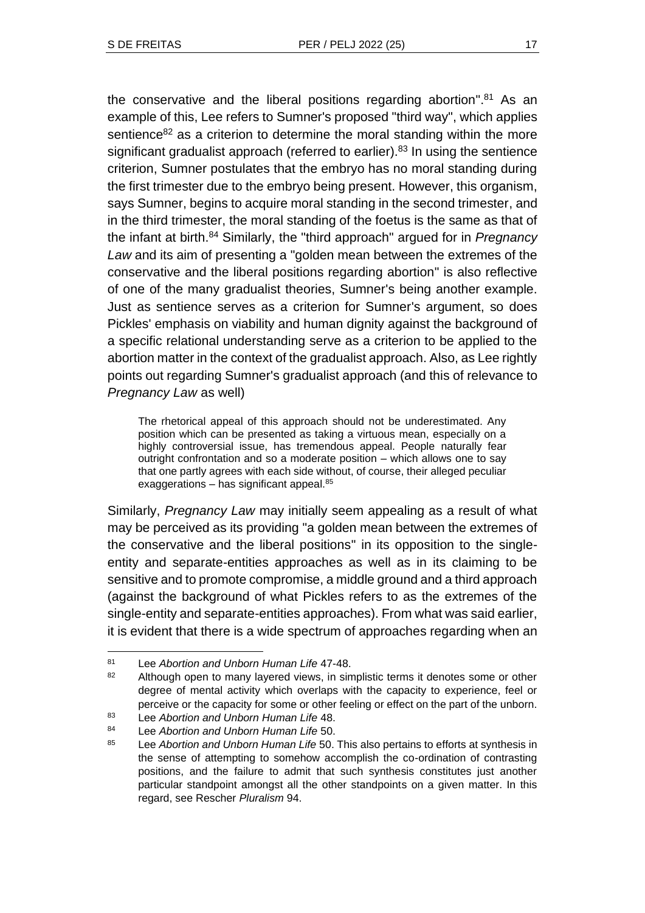the conservative and the liberal positions regarding abortion".[81] As an example of this, Lee refers to Sumner's proposed "third way", which applies sentience[82] as a criterion to determine the moral standing within the more significant gradualist approach (referred to earlier).[83] In using the sentience criterion, Sumner postulates that the embryo has no moral standing during the first trimester due to the embryo being present. However, this organism, says Sumner, begins to acquire moral standing in the second trimester, and in the third trimester, the moral standing of the foetus is the same as that of the infant at birth.[84] Similarly, the "third approach" argued for in *Pregnancy Law* and its aim of presenting a "golden mean between the extremes of the conservative and the liberal positions regarding abortion" is also reflective of one of the many gradualist theories, Sumner's being another example. Just as sentience serves as a criterion for Sumner's argument, so does Pickles' emphasis on viability and human dignity against the background of a specific relational understanding serve as a criterion to be applied to the abortion matter in the context of the gradualist approach. Also, as Lee rightly points out regarding Sumner's gradualist approach (and this of relevance to *Pregnancy Law* as well)

> The rhetorical appeal of this approach should not be underestimated. Any position which can be presented as taking a virtuous mean, especially on a highly controversial issue, has tremendous appeal. People naturally fear outright confrontation and so a moderate position – which allows one to say that one partly agrees with each side without, of course, their alleged peculiar exaggerations – has significant appeal.[85]

Similarly, *Pregnancy Law* may initially seem appealing as a result of what may be perceived as its providing "a golden mean between the extremes of the conservative and the liberal positions" in its opposition to the single-entity and separate-entities approaches as well as in its claiming to be sensitive and to promote compromise, a middle ground and a third approach (against the background of what Pickles refers to as the extremes of the single-entity and separate-entities approaches). From what was said earlier, it is evident that there is a wide spectrum of approaches regarding when an

---

81 Lee *Abortion and Unborn Human Life* 47-48.

82 Although open to many layered views, in simplistic terms it denotes some or other degree of mental activity which overlaps with the capacity to experience, feel or perceive or the capacity for some or other feeling or effect on the part of the unborn.

83 Lee *Abortion and Unborn Human Life* 48.

84 Lee *Abortion and Unborn Human Life* 50.

85 Lee *Abortion and Unborn Human Life* 50. This also pertains to efforts at synthesis in the sense of attempting to somehow accomplish the co-ordination of contrasting positions, and the failure to admit that such synthesis constitutes just another particular standpoint amongst all the other standpoints on a given matter. In this regard, see Rescher *Pluralism* 94.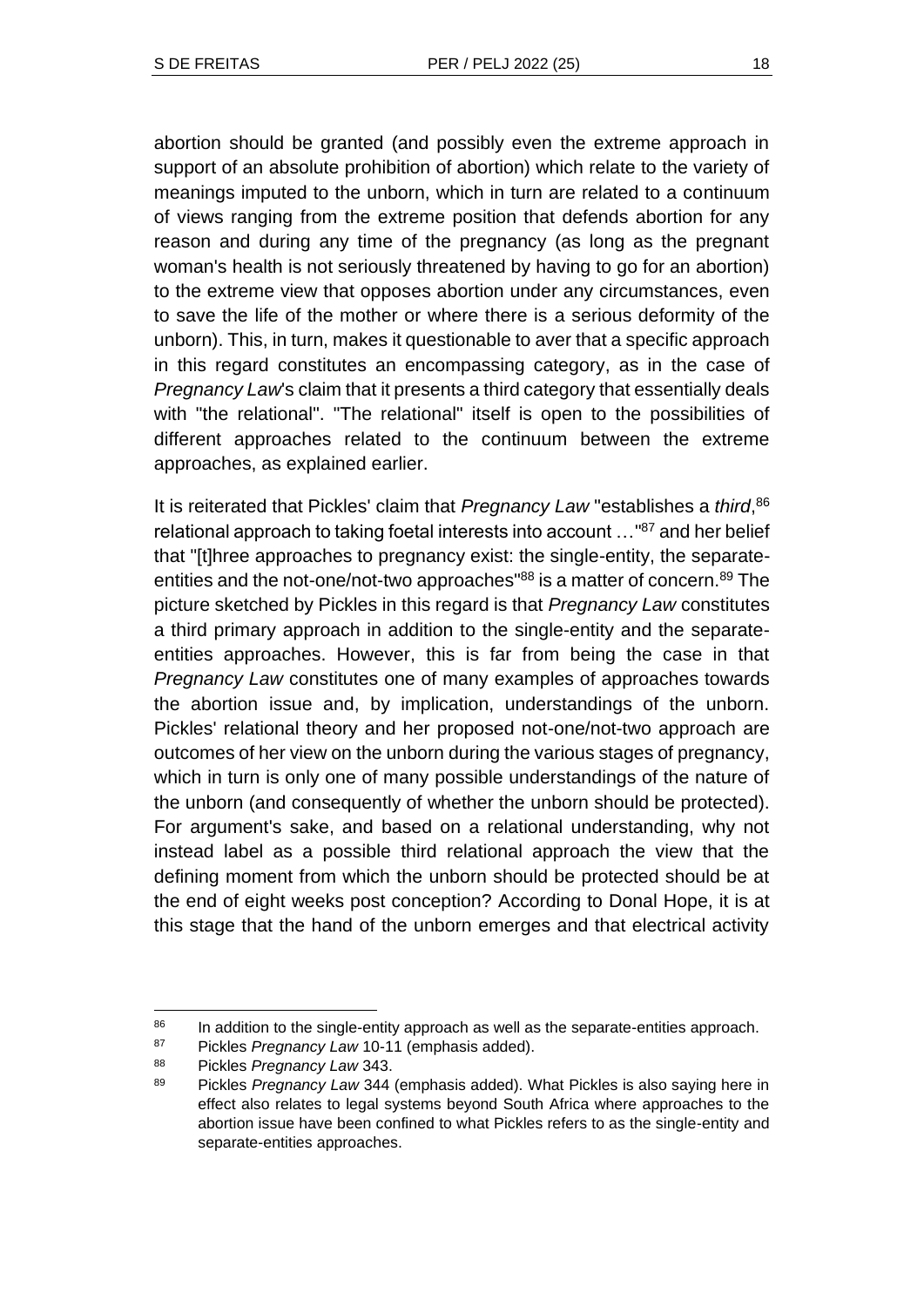abortion should be granted (and possibly even the extreme approach in support of an absolute prohibition of abortion) which relate to the variety of meanings imputed to the unborn, which in turn are related to a continuum of views ranging from the extreme position that defends abortion for any reason and during any time of the pregnancy (as long as the pregnant woman's health is not seriously threatened by having to go for an abortion) to the extreme view that opposes abortion under any circumstances, even to save the life of the mother or where there is a serious deformity of the unborn). This, in turn, makes it questionable to aver that a specific approach in this regard constitutes an encompassing category, as in the case of *Pregnancy Law*'s claim that it presents a third category that essentially deals with "the relational". "The relational" itself is open to the possibilities of different approaches related to the continuum between the extreme approaches, as explained earlier.

It is reiterated that Pickles' claim that *Pregnancy Law* "establishes a *third*,[86] relational approach to taking foetal interests into account …"[87] and her belief that "[t]hree approaches to pregnancy exist: the single-entity, the separate-entities and the not-one/not-two approaches"[88] is a matter of concern.[89] The picture sketched by Pickles in this regard is that *Pregnancy Law* constitutes a third primary approach in addition to the single-entity and the separate-entities approaches. However, this is far from being the case in that *Pregnancy Law* constitutes one of many examples of approaches towards the abortion issue and, by implication, understandings of the unborn. Pickles' relational theory and her proposed not-one/not-two approach are outcomes of her view on the unborn during the various stages of pregnancy, which in turn is only one of many possible understandings of the nature of the unborn (and consequently of whether the unborn should be protected). For argument's sake, and based on a relational understanding, why not instead label as a possible third relational approach the view that the defining moment from which the unborn should be protected should be at the end of eight weeks post conception? According to Donal Hope, it is at this stage that the hand of the unborn emerges and that electrical activity

---

[86] In addition to the single-entity approach as well as the separate-entities approach.

[87] Pickles *Pregnancy Law* 10-11 (emphasis added).

[88] Pickles *Pregnancy Law* 343.

[89] Pickles *Pregnancy Law* 344 (emphasis added). What Pickles is also saying here in effect also relates to legal systems beyond South Africa where approaches to the abortion issue have been confined to what Pickles refers to as the single-entity and separate-entities approaches.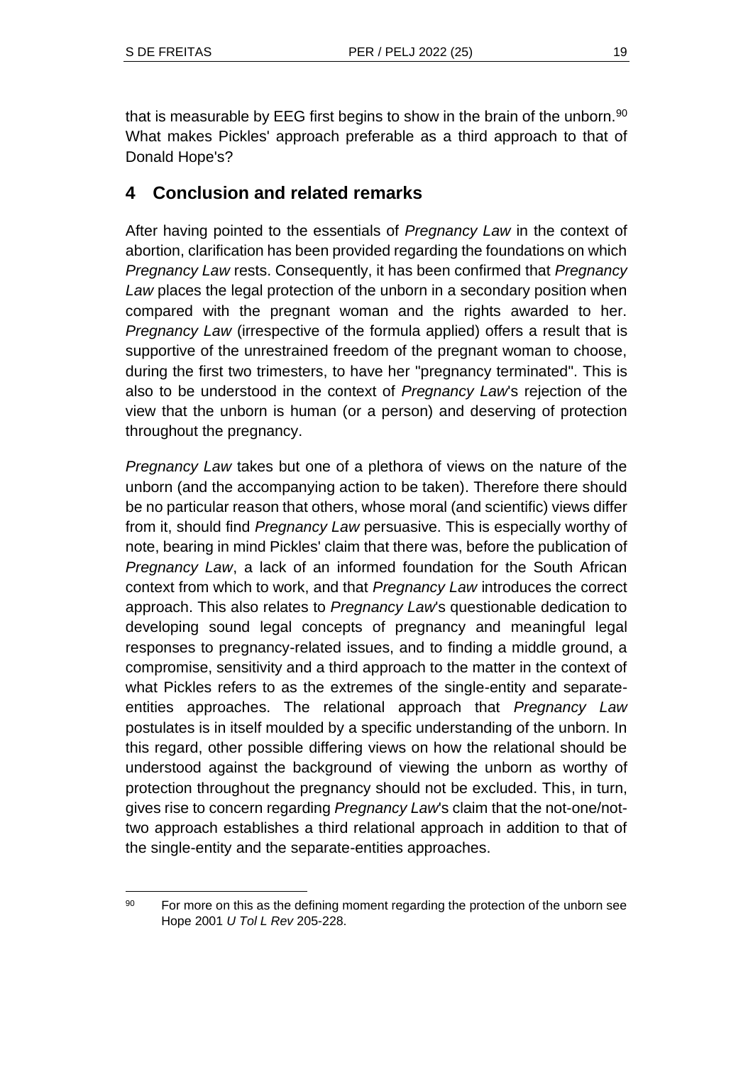that is measurable by EEG first begins to show in the brain of the unborn.[90] What makes Pickles' approach preferable as a third approach to that of Donald Hope's?

## 4 Conclusion and related remarks

After having pointed to the essentials of *Pregnancy Law* in the context of abortion, clarification has been provided regarding the foundations on which *Pregnancy Law* rests. Consequently, it has been confirmed that *Pregnancy Law* places the legal protection of the unborn in a secondary position when compared with the pregnant woman and the rights awarded to her. *Pregnancy Law* (irrespective of the formula applied) offers a result that is supportive of the unrestrained freedom of the pregnant woman to choose, during the first two trimesters, to have her "pregnancy terminated". This is also to be understood in the context of *Pregnancy Law*'s rejection of the view that the unborn is human (or a person) and deserving of protection throughout the pregnancy.

*Pregnancy Law* takes but one of a plethora of views on the nature of the unborn (and the accompanying action to be taken). Therefore there should be no particular reason that others, whose moral (and scientific) views differ from it, should find *Pregnancy Law* persuasive. This is especially worthy of note, bearing in mind Pickles' claim that there was, before the publication of *Pregnancy Law*, a lack of an informed foundation for the South African context from which to work, and that *Pregnancy Law* introduces the correct approach. This also relates to *Pregnancy Law*'s questionable dedication to developing sound legal concepts of pregnancy and meaningful legal responses to pregnancy-related issues, and to finding a middle ground, a compromise, sensitivity and a third approach to the matter in the context of what Pickles refers to as the extremes of the single-entity and separate-entities approaches. The relational approach that *Pregnancy Law* postulates is in itself moulded by a specific understanding of the unborn. In this regard, other possible differing views on how the relational should be understood against the background of viewing the unborn as worthy of protection throughout the pregnancy should not be excluded. This, in turn, gives rise to concern regarding *Pregnancy Law*'s claim that the not-one/not-two approach establishes a third relational approach in addition to that of the single-entity and the separate-entities approaches.

---

[90] For more on this as the defining moment regarding the protection of the unborn see Hope 2001 *U Tol L Rev* 205-228.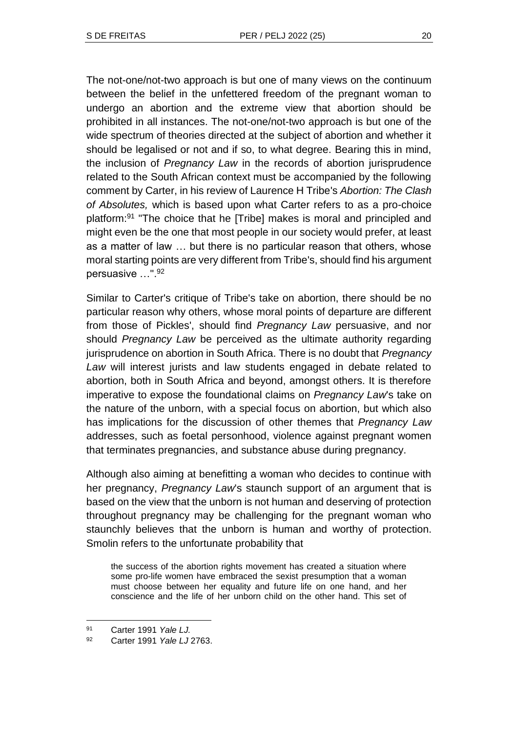The not-one/not-two approach is but one of many views on the continuum between the belief in the unfettered freedom of the pregnant woman to undergo an abortion and the extreme view that abortion should be prohibited in all instances. The not-one/not-two approach is but one of the wide spectrum of theories directed at the subject of abortion and whether it should be legalised or not and if so, to what degree. Bearing this in mind, the inclusion of *Pregnancy Law* in the records of abortion jurisprudence related to the South African context must be accompanied by the following comment by Carter, in his review of Laurence H Tribe's *Abortion: The Clash of Absolutes,* which is based upon what Carter refers to as a pro-choice platform:[91] "The choice that he [Tribe] makes is moral and principled and might even be the one that most people in our society would prefer, at least as a matter of law … but there is no particular reason that others, whose moral starting points are very different from Tribe's, should find his argument persuasive …".[92]

Similar to Carter's critique of Tribe's take on abortion, there should be no particular reason why others, whose moral points of departure are different from those of Pickles', should find *Pregnancy Law* persuasive, and nor should *Pregnancy Law* be perceived as the ultimate authority regarding jurisprudence on abortion in South Africa. There is no doubt that *Pregnancy Law* will interest jurists and law students engaged in debate related to abortion, both in South Africa and beyond, amongst others. It is therefore imperative to expose the foundational claims on *Pregnancy Law*'s take on the nature of the unborn, with a special focus on abortion, but which also has implications for the discussion of other themes that *Pregnancy Law* addresses, such as foetal personhood, violence against pregnant women that terminates pregnancies, and substance abuse during pregnancy.

Although also aiming at benefitting a woman who decides to continue with her pregnancy, *Pregnancy Law*'s staunch support of an argument that is based on the view that the unborn is not human and deserving of protection throughout pregnancy may be challenging for the pregnant woman who staunchly believes that the unborn is human and worthy of protection. Smolin refers to the unfortunate probability that

> the success of the abortion rights movement has created a situation where some pro-life women have embraced the sexist presumption that a woman must choose between her equality and future life on one hand, and her conscience and the life of her unborn child on the other hand. This set of

---

[91] Carter 1991 *Yale LJ.*

[92] Carter 1991 *Yale LJ* 2763.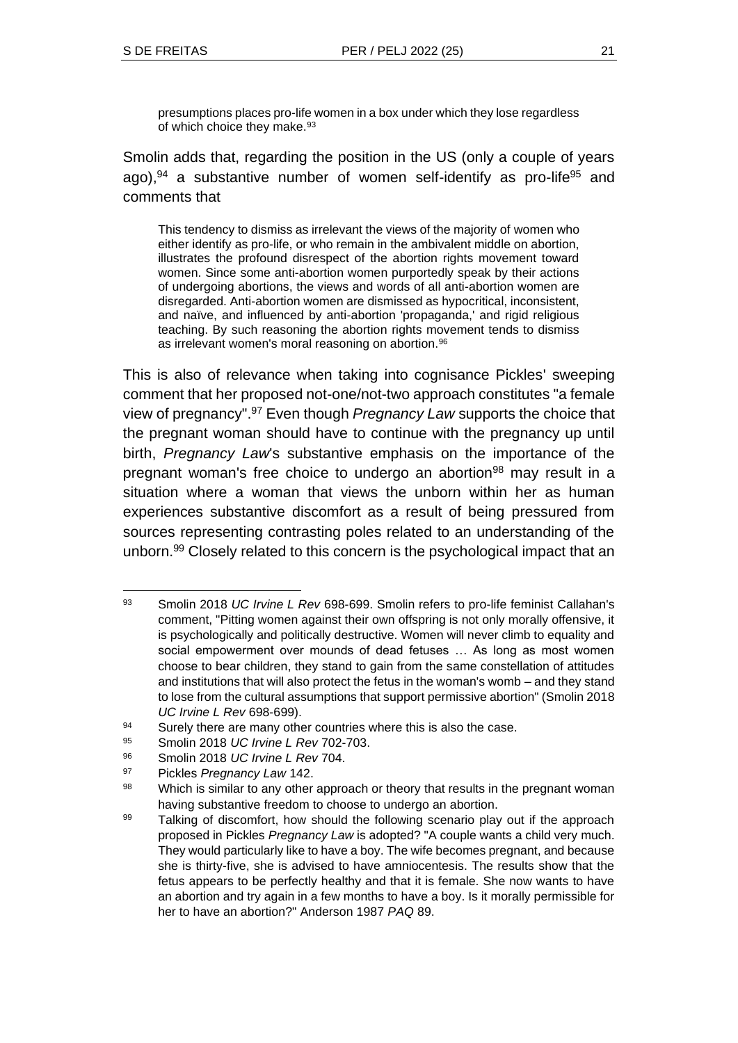> presumptions places pro-life women in a box under which they lose regardless of which choice they make.[93]

Smolin adds that, regarding the position in the US (only a couple of years ago),[94] a substantive number of women self-identify as pro-life[95] and comments that

> This tendency to dismiss as irrelevant the views of the majority of women who either identify as pro-life, or who remain in the ambivalent middle on abortion, illustrates the profound disrespect of the abortion rights movement toward women. Since some anti-abortion women purportedly speak by their actions of undergoing abortions, the views and words of all anti-abortion women are disregarded. Anti-abortion women are dismissed as hypocritical, inconsistent, and naïve, and influenced by anti-abortion 'propaganda,' and rigid religious teaching. By such reasoning the abortion rights movement tends to dismiss as irrelevant women's moral reasoning on abortion.[96]

This is also of relevance when taking into cognisance Pickles' sweeping comment that her proposed not-one/not-two approach constitutes "a female view of pregnancy".[97] Even though *Pregnancy Law* supports the choice that the pregnant woman should have to continue with the pregnancy up until birth, *Pregnancy Law*'s substantive emphasis on the importance of the pregnant woman's free choice to undergo an abortion[98] may result in a situation where a woman that views the unborn within her as human experiences substantive discomfort as a result of being pressured from sources representing contrasting poles related to an understanding of the unborn.[99] Closely related to this concern is the psychological impact that an

---

[93] Smolin 2018 *UC Irvine L Rev* 698-699. Smolin refers to pro-life feminist Callahan's comment, "Pitting women against their own offspring is not only morally offensive, it is psychologically and politically destructive. Women will never climb to equality and social empowerment over mounds of dead fetuses … As long as most women choose to bear children, they stand to gain from the same constellation of attitudes and institutions that will also protect the fetus in the woman's womb – and they stand to lose from the cultural assumptions that support permissive abortion" (Smolin 2018 *UC Irvine L Rev* 698-699).

[94] Surely there are many other countries where this is also the case.

[95] Smolin 2018 *UC Irvine L Rev* 702-703.

[96] Smolin 2018 *UC Irvine L Rev* 704.

[97] Pickles *Pregnancy Law* 142.

[98] Which is similar to any other approach or theory that results in the pregnant woman having substantive freedom to choose to undergo an abortion.

[99] Talking of discomfort, how should the following scenario play out if the approach proposed in Pickles *Pregnancy Law* is adopted? "A couple wants a child very much. They would particularly like to have a boy. The wife becomes pregnant, and because she is thirty-five, she is advised to have amniocentesis. The results show that the fetus appears to be perfectly healthy and that it is female. She now wants to have an abortion and try again in a few months to have a boy. Is it morally permissible for her to have an abortion?" Anderson 1987 *PAQ* 89.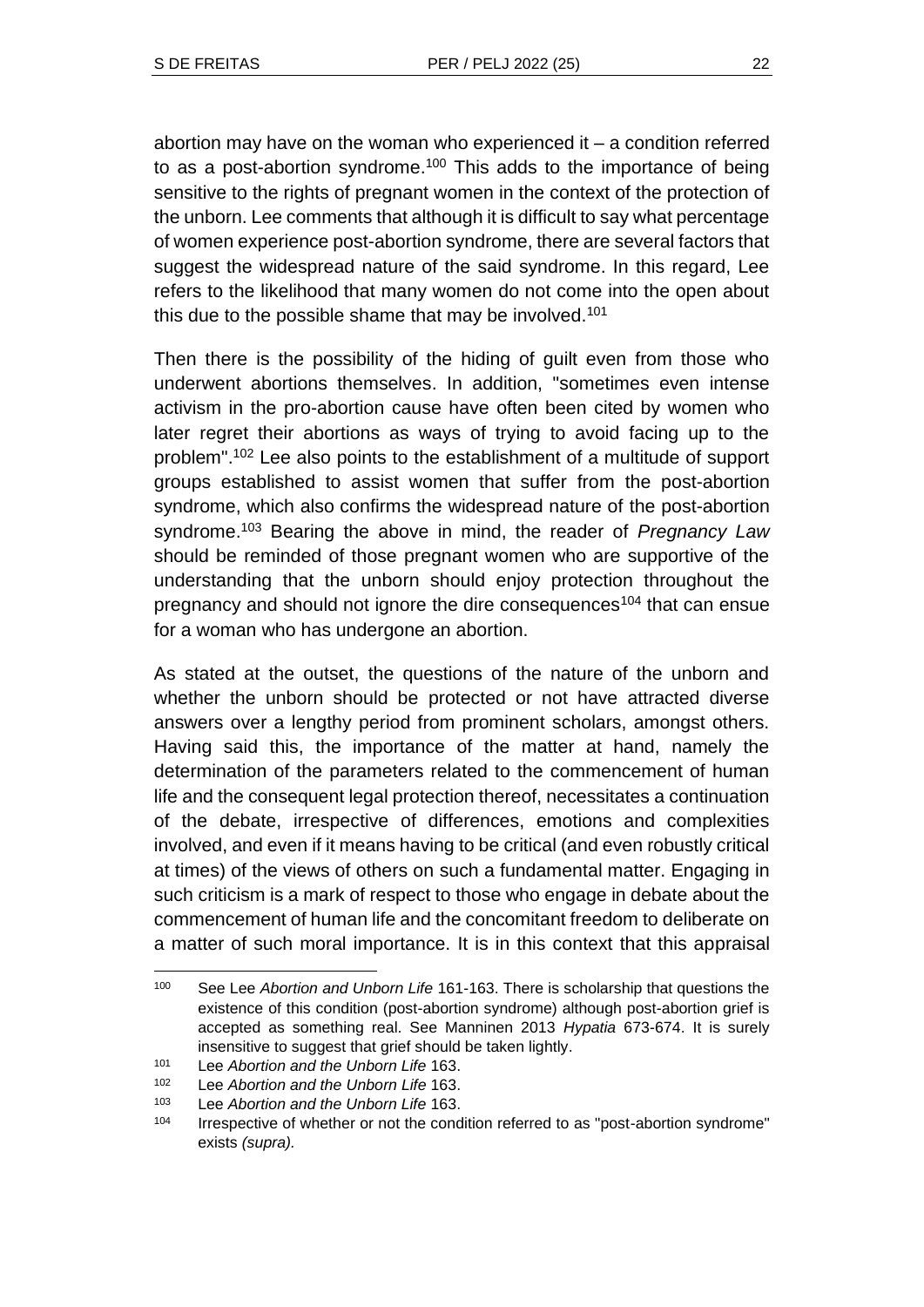abortion may have on the woman who experienced it – a condition referred to as a post-abortion syndrome.[100] This adds to the importance of being sensitive to the rights of pregnant women in the context of the protection of the unborn. Lee comments that although it is difficult to say what percentage of women experience post-abortion syndrome, there are several factors that suggest the widespread nature of the said syndrome. In this regard, Lee refers to the likelihood that many women do not come into the open about this due to the possible shame that may be involved.[101]

Then there is the possibility of the hiding of guilt even from those who underwent abortions themselves. In addition, "sometimes even intense activism in the pro-abortion cause have often been cited by women who later regret their abortions as ways of trying to avoid facing up to the problem".[102] Lee also points to the establishment of a multitude of support groups established to assist women that suffer from the post-abortion syndrome, which also confirms the widespread nature of the post-abortion syndrome.[103] Bearing the above in mind, the reader of *Pregnancy Law* should be reminded of those pregnant women who are supportive of the understanding that the unborn should enjoy protection throughout the pregnancy and should not ignore the dire consequences[104] that can ensue for a woman who has undergone an abortion.

As stated at the outset, the questions of the nature of the unborn and whether the unborn should be protected or not have attracted diverse answers over a lengthy period from prominent scholars, amongst others. Having said this, the importance of the matter at hand, namely the determination of the parameters related to the commencement of human life and the consequent legal protection thereof, necessitates a continuation of the debate, irrespective of differences, emotions and complexities involved, and even if it means having to be critical (and even robustly critical at times) of the views of others on such a fundamental matter. Engaging in such criticism is a mark of respect to those who engage in debate about the commencement of human life and the concomitant freedom to deliberate on a matter of such moral importance. It is in this context that this appraisal

---

[100] See Lee *Abortion and Unborn Life* 161-163. There is scholarship that questions the existence of this condition (post-abortion syndrome) although post-abortion grief is accepted as something real. See Manninen 2013 *Hypatia* 673-674. It is surely insensitive to suggest that grief should be taken lightly.

[101] Lee *Abortion and the Unborn Life* 163.

[102] Lee *Abortion and the Unborn Life* 163.

[103] Lee *Abortion and the Unborn Life* 163.

[104] Irrespective of whether or not the condition referred to as "post-abortion syndrome" exists *(supra)*.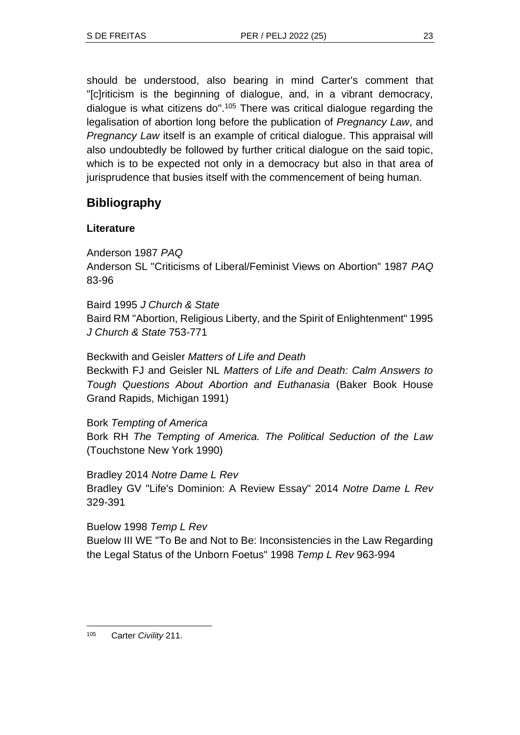should be understood, also bearing in mind Carter's comment that "[c]riticism is the beginning of dialogue, and, in a vibrant democracy, dialogue is what citizens do".[105] There was critical dialogue regarding the legalisation of abortion long before the publication of *Pregnancy Law*, and *Pregnancy Law* itself is an example of critical dialogue. This appraisal will also undoubtedly be followed by further critical dialogue on the said topic, which is to be expected not only in a democracy but also in that area of jurisprudence that busies itself with the commencement of being human.

## Bibliography

### Literature

Anderson 1987 *PAQ*
Anderson SL "Criticisms of Liberal/Feminist Views on Abortion" 1987 *PAQ* 83-96

Baird 1995 *J Church & State*
Baird RM "Abortion, Religious Liberty, and the Spirit of Enlightenment" 1995 *J Church & State* 753-771

Beckwith and Geisler *Matters of Life and Death*
Beckwith FJ and Geisler NL *Matters of Life and Death: Calm Answers to Tough Questions About Abortion and Euthanasia* (Baker Book House Grand Rapids, Michigan 1991)

Bork *Tempting of America*
Bork RH *The Tempting of America. The Political Seduction of the Law* (Touchstone New York 1990)

Bradley 2014 *Notre Dame L Rev*
Bradley GV "Life's Dominion: A Review Essay" 2014 *Notre Dame L Rev* 329-391

Buelow 1998 *Temp L Rev*
Buelow III WE "To Be and Not to Be: Inconsistencies in the Law Regarding the Legal Status of the Unborn Foetus" 1998 *Temp L Rev* 963-994

---

[105] Carter *Civility* 211.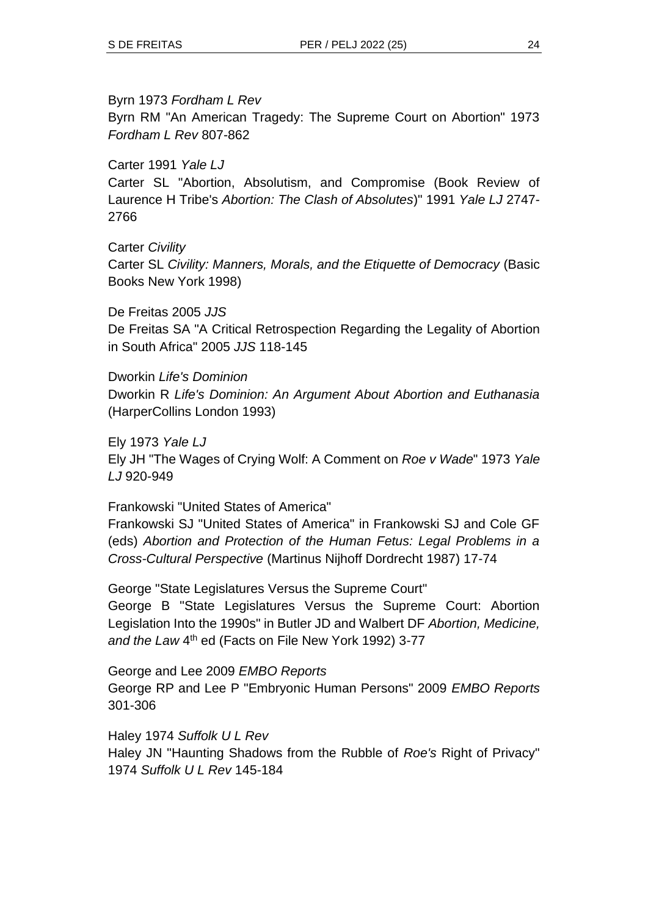Byrn 1973 *Fordham L Rev*

Byrn RM "An American Tragedy: The Supreme Court on Abortion" 1973 *Fordham L Rev* 807-862

Carter 1991 *Yale LJ*

Carter SL "Abortion, Absolutism, and Compromise (Book Review of Laurence H Tribe's *Abortion: The Clash of Absolutes*)" 1991 *Yale LJ* 2747-2766

Carter *Civility*

Carter SL *Civility: Manners, Morals, and the Etiquette of Democracy* (Basic Books New York 1998)

De Freitas 2005 *JJS*

De Freitas SA "A Critical Retrospection Regarding the Legality of Abortion in South Africa" 2005 *JJS* 118-145

Dworkin *Life's Dominion*

Dworkin R *Life's Dominion: An Argument About Abortion and Euthanasia* (HarperCollins London 1993)

Ely 1973 *Yale LJ*

Ely JH "The Wages of Crying Wolf: A Comment on *Roe v Wade*" 1973 *Yale LJ* 920-949

Frankowski "United States of America"

Frankowski SJ "United States of America" in Frankowski SJ and Cole GF (eds) *Abortion and Protection of the Human Fetus: Legal Problems in a Cross-Cultural Perspective* (Martinus Nijhoff Dordrecht 1987) 17-74

George "State Legislatures Versus the Supreme Court"

George B "State Legislatures Versus the Supreme Court: Abortion Legislation Into the 1990s" in Butler JD and Walbert DF *Abortion, Medicine, and the Law* 4th ed (Facts on File New York 1992) 3-77

George and Lee 2009 *EMBO Reports*

George RP and Lee P "Embryonic Human Persons" 2009 *EMBO Reports* 301-306

Haley 1974 *Suffolk U L Rev*

Haley JN "Haunting Shadows from the Rubble of *Roe's* Right of Privacy" 1974 *Suffolk U L Rev* 145-184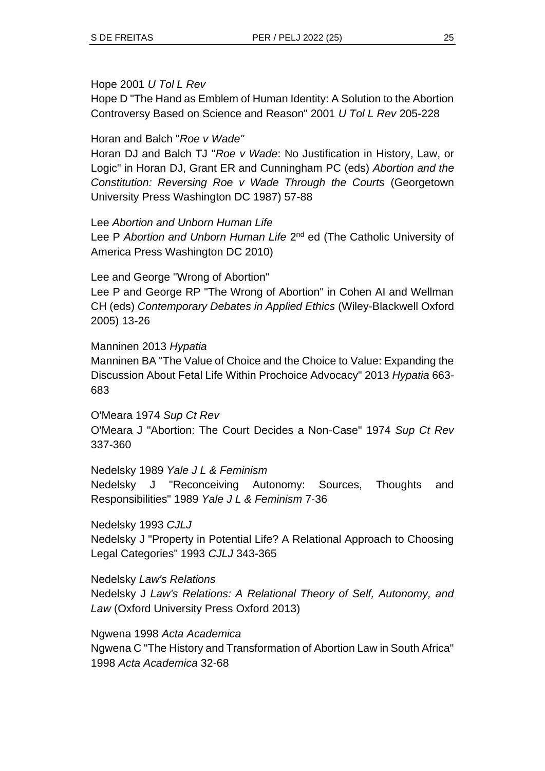Hope 2001 *U Tol L Rev*
Hope D "The Hand as Emblem of Human Identity: A Solution to the Abortion Controversy Based on Science and Reason" 2001 *U Tol L Rev* 205-228

Horan and Balch "*Roe v Wade"*
Horan DJ and Balch TJ "*Roe v Wade*: No Justification in History, Law, or Logic" in Horan DJ, Grant ER and Cunningham PC (eds) *Abortion and the Constitution: Reversing Roe v Wade Through the Courts* (Georgetown University Press Washington DC 1987) 57-88

Lee *Abortion and Unborn Human Life*
Lee P *Abortion and Unborn Human Life* 2nd ed (The Catholic University of America Press Washington DC 2010)

Lee and George "Wrong of Abortion"
Lee P and George RP "The Wrong of Abortion" in Cohen AI and Wellman CH (eds) *Contemporary Debates in Applied Ethics* (Wiley-Blackwell Oxford 2005) 13-26

Manninen 2013 *Hypatia*
Manninen BA "The Value of Choice and the Choice to Value: Expanding the Discussion About Fetal Life Within Prochoice Advocacy" 2013 *Hypatia* 663-683

O'Meara 1974 *Sup Ct Rev*
O'Meara J "Abortion: The Court Decides a Non-Case" 1974 *Sup Ct Rev* 337-360

Nedelsky 1989 *Yale J L & Feminism*
Nedelsky J "Reconceiving Autonomy: Sources, Thoughts and Responsibilities" 1989 *Yale J L & Feminism* 7-36

Nedelsky 1993 *CJLJ*
Nedelsky J "Property in Potential Life? A Relational Approach to Choosing Legal Categories" 1993 *CJLJ* 343-365

Nedelsky *Law's Relations*
Nedelsky J *Law's Relations: A Relational Theory of Self, Autonomy, and Law* (Oxford University Press Oxford 2013)

Ngwena 1998 *Acta Academica*
Ngwena C "The History and Transformation of Abortion Law in South Africa" 1998 *Acta Academica* 32-68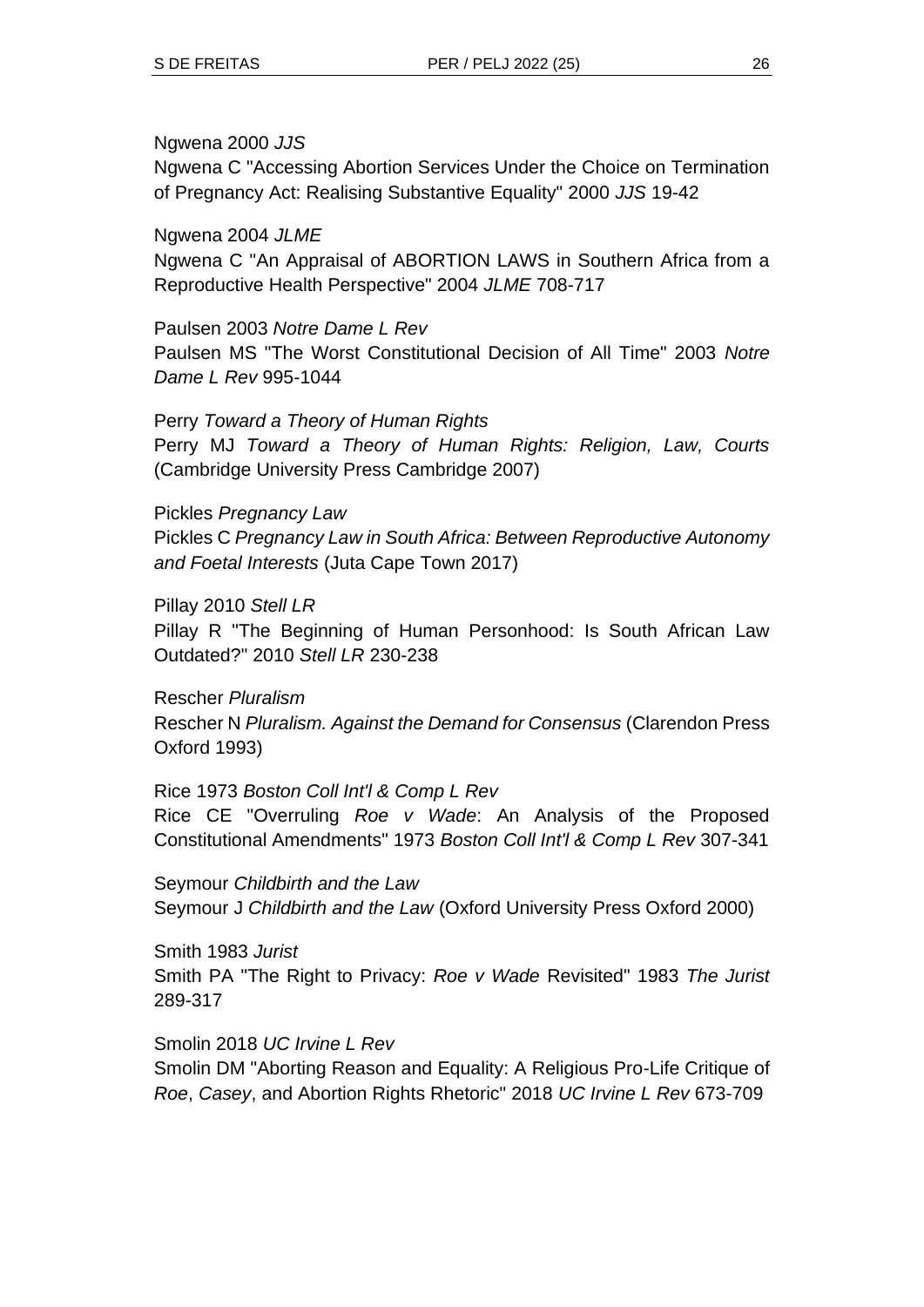Ngwena 2000 *JJS*
Ngwena C "Accessing Abortion Services Under the Choice on Termination of Pregnancy Act: Realising Substantive Equality" 2000 *JJS* 19-42

Ngwena 2004 *JLME*
Ngwena C "An Appraisal of ABORTION LAWS in Southern Africa from a Reproductive Health Perspective" 2004 *JLME* 708-717

Paulsen 2003 *Notre Dame L Rev*
Paulsen MS "The Worst Constitutional Decision of All Time" 2003 *Notre Dame L Rev* 995-1044

Perry *Toward a Theory of Human Rights*
Perry MJ *Toward a Theory of Human Rights: Religion, Law, Courts* (Cambridge University Press Cambridge 2007)

Pickles *Pregnancy Law*
Pickles C *Pregnancy Law in South Africa: Between Reproductive Autonomy and Foetal Interests* (Juta Cape Town 2017)

Pillay 2010 *Stell LR*
Pillay R "The Beginning of Human Personhood: Is South African Law Outdated?" 2010 *Stell LR* 230-238

Rescher *Pluralism*
Rescher N *Pluralism. Against the Demand for Consensus* (Clarendon Press Oxford 1993)

Rice 1973 *Boston Coll Int'l & Comp L Rev*
Rice CE "Overruling *Roe v Wade*: An Analysis of the Proposed Constitutional Amendments" 1973 *Boston Coll Int'l & Comp L Rev* 307-341

Seymour *Childbirth and the Law*
Seymour J *Childbirth and the Law* (Oxford University Press Oxford 2000)

Smith 1983 *Jurist*
Smith PA "The Right to Privacy: *Roe v Wade* Revisited" 1983 *The Jurist* 289-317

Smolin 2018 *UC Irvine L Rev*
Smolin DM "Aborting Reason and Equality: A Religious Pro-Life Critique of *Roe*, *Casey*, and Abortion Rights Rhetoric" 2018 *UC Irvine L Rev* 673-709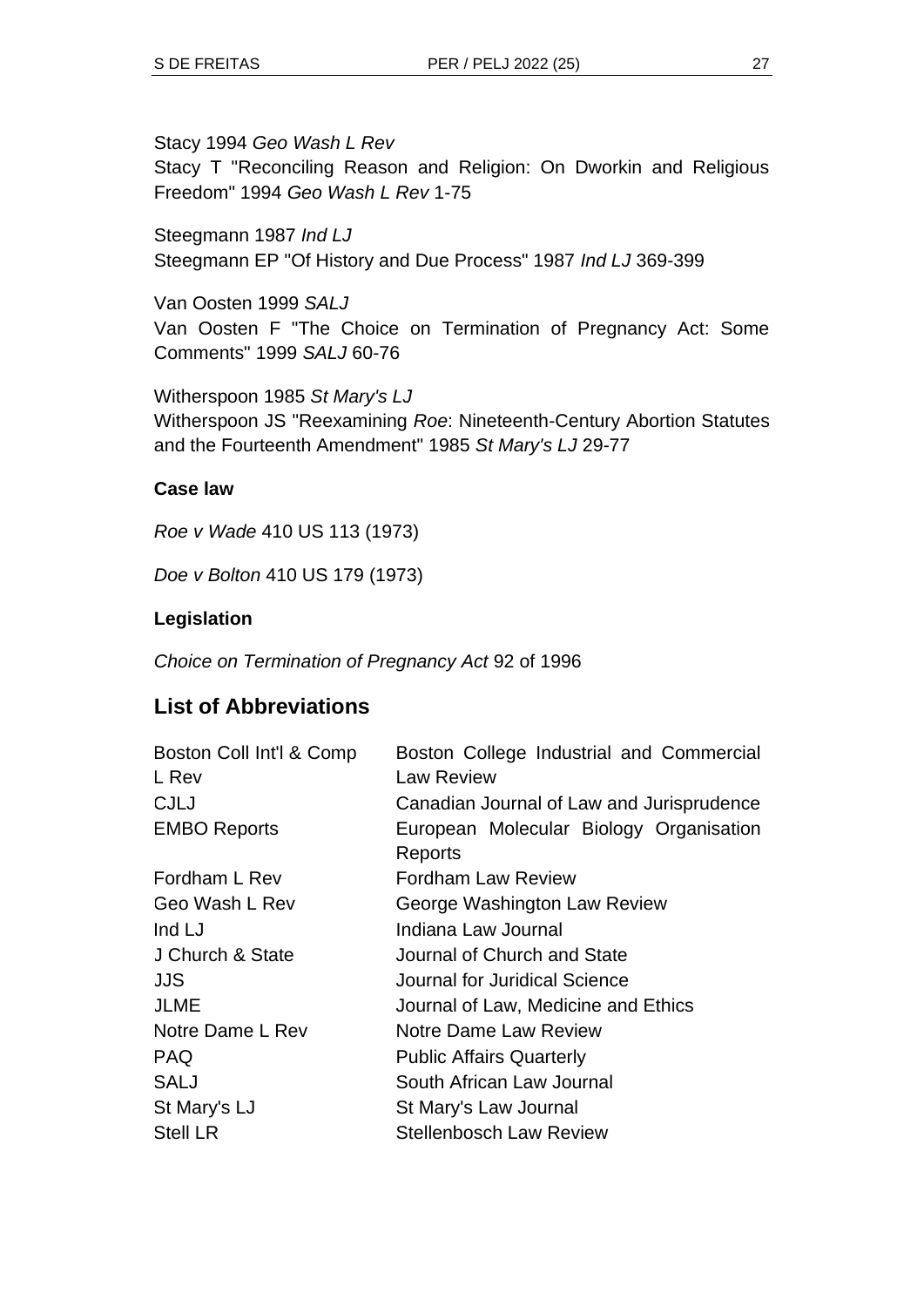Stacy 1994 *Geo Wash L Rev*
Stacy T "Reconciling Reason and Religion: On Dworkin and Religious Freedom" 1994 *Geo Wash L Rev* 1-75

Steegmann 1987 *Ind LJ*
Steegmann EP "Of History and Due Process" 1987 *Ind LJ* 369-399

Van Oosten 1999 *SALJ*
Van Oosten F "The Choice on Termination of Pregnancy Act: Some Comments" 1999 *SALJ* 60-76

Witherspoon 1985 *St Mary's LJ*
Witherspoon JS "Reexamining *Roe*: Nineteenth-Century Abortion Statutes and the Fourteenth Amendment" 1985 *St Mary's LJ* 29-77

**Case law**

*Roe v Wade* 410 US 113 (1973)

*Doe v Bolton* 410 US 179 (1973)

**Legislation**

*Choice on Termination of Pregnancy Act* 92 of 1996

## List of Abbreviations

| | |
|---|---|
| Boston Coll Int'l & Comp L Rev | Boston College Industrial and Commercial Law Review |
| CJLJ | Canadian Journal of Law and Jurisprudence |
| EMBO Reports | European Molecular Biology Organisation Reports |
| Fordham L Rev | Fordham Law Review |
| Geo Wash L Rev | George Washington Law Review |
| Ind LJ | Indiana Law Journal |
| J Church & State | Journal of Church and State |
| JJS | Journal for Juridical Science |
| JLME | Journal of Law, Medicine and Ethics |
| Notre Dame L Rev | Notre Dame Law Review |
| PAQ | Public Affairs Quarterly |
| SALJ | South African Law Journal |
| St Mary's LJ | St Mary's Law Journal |
| Stell LR | Stellenbosch Law Review |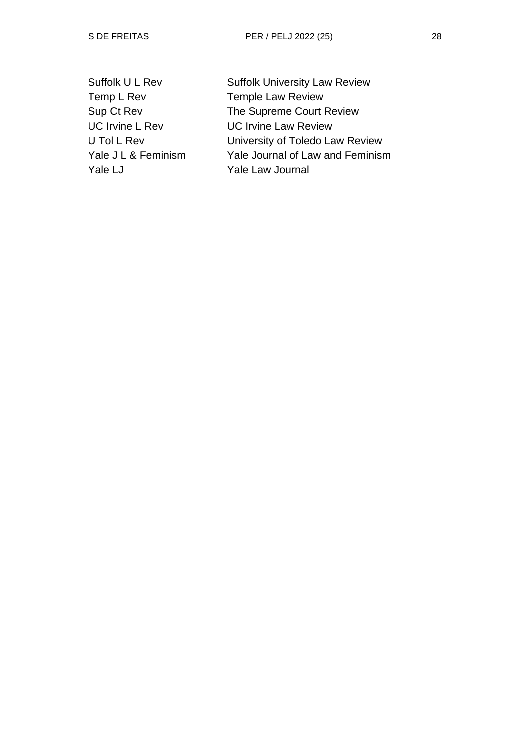| | |
|---|---|
| Suffolk U L Rev | Suffolk University Law Review |
| Temp L Rev | Temple Law Review |
| Sup Ct Rev | The Supreme Court Review |
| UC Irvine L Rev | UC Irvine Law Review |
| U Tol L Rev | University of Toledo Law Review |
| Yale J L & Feminism | Yale Journal of Law and Feminism |
| Yale LJ | Yale Law Journal |